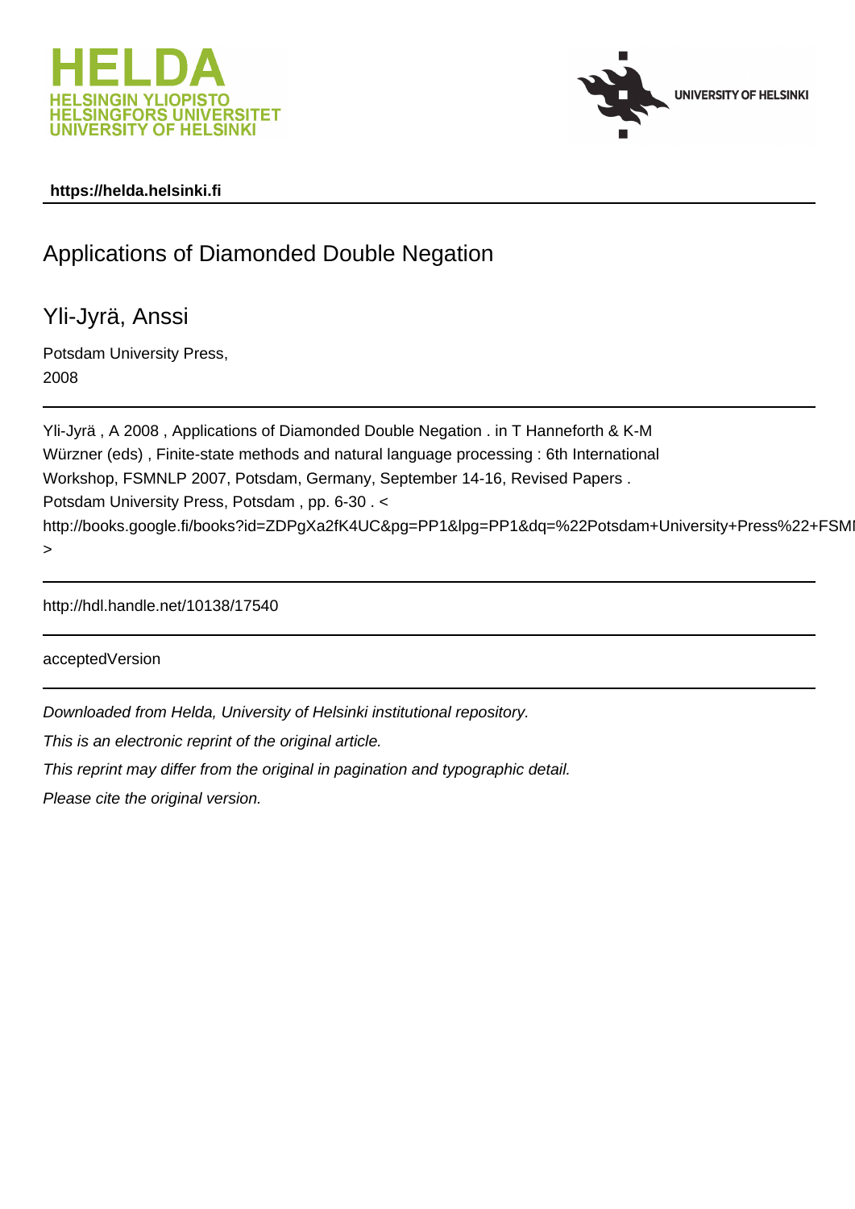https://helda.helsinki.fi

# Applications of Diamonded Double Negation

Yli-Jyrä, Anssi

Potsdam University Press,
2008

Yli-Jyrä , A 2008 , Applications of Diamonded Double Negation . in T Hanneforth & K-M Würzner (eds) , Finite-state methods and natural language processing : 6th International Workshop, FSMNLP 2007, Potsdam, Germany, September 14-16, Revised Papers . Potsdam University Press, Potsdam , pp. 6-30 . < http://books.google.fi/books?id=ZDPgXa2fK4UC&pg=PP1&lpg=PP1&dq=%22Potsdam+University+Press%22+FSMI >

http://hdl.handle.net/10138/17540

acceptedVersion

*Downloaded from Helda, University of Helsinki institutional repository.*

*This is an electronic reprint of the original article.*

*This reprint may differ from the original in pagination and typographic detail.*

*Please cite the original version.*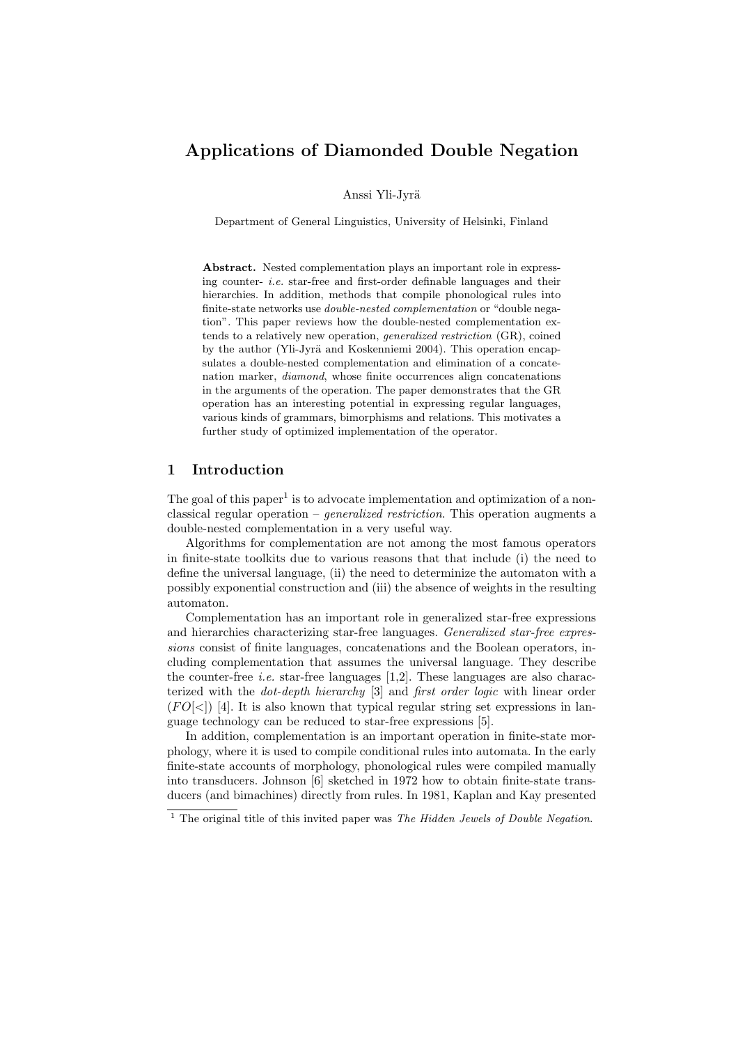# Applications of Diamonded Double Negation

Anssi Yli-Jyrä

Department of General Linguistics, University of Helsinki, Finland

> **Abstract.** Nested complementation plays an important role in expressing counter- *i.e.* star-free and first-order definable languages and their hierarchies. In addition, methods that compile phonological rules into finite-state networks use *double-nested complementation* or "double negation". This paper reviews how the double-nested complementation extends to a relatively new operation, *generalized restriction* (GR), coined by the author (Yli-Jyrä and Koskenniemi 2004). This operation encapsulates a double-nested complementation and elimination of a concatenation marker, *diamond*, whose finite occurrences align concatenations in the arguments of the operation. The paper demonstrates that the GR operation has an interesting potential in expressing regular languages, various kinds of grammars, bimorphisms and relations. This motivates a further study of optimized implementation of the operator.

## 1 Introduction

The goal of this paper[1] is to advocate implementation and optimization of a non-classical regular operation – *generalized restriction*. This operation augments a double-nested complementation in a very useful way.

Algorithms for complementation are not among the most famous operators in finite-state toolkits due to various reasons that that include (i) the need to define the universal language, (ii) the need to determinize the automaton with a possibly exponential construction and (iii) the absence of weights in the resulting automaton.

Complementation has an important role in generalized star-free expressions and hierarchies characterizing star-free languages. *Generalized star-free expressions* consist of finite languages, concatenations and the Boolean operators, including complementation that assumes the universal language. They describe the counter-free *i.e.* star-free languages [1,2]. These languages are also characterized with the *dot-depth hierarchy* [3] and *first order logic* with linear order ($FO[<]$) [4]. It is also known that typical regular string set expressions in language technology can be reduced to star-free expressions [5].

In addition, complementation is an important operation in finite-state morphology, where it is used to compile conditional rules into automata. In the early finite-state accounts of morphology, phonological rules were compiled manually into transducers. Johnson [6] sketched in 1972 how to obtain finite-state transducers (and bimachines) directly from rules. In 1981, Kaplan and Kay presented

[1] The original title of this invited paper was *The Hidden Jewels of Double Negation*.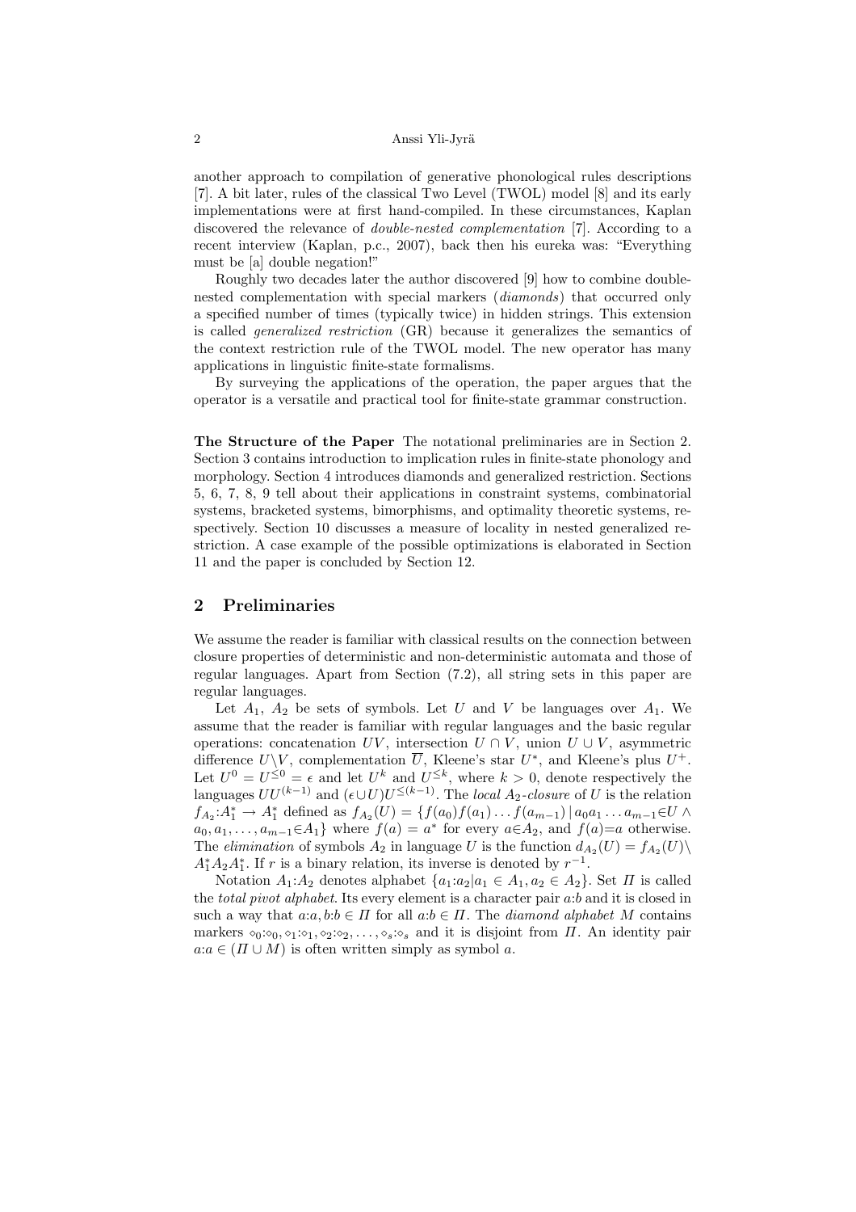another approach to compilation of generative phonological rules descriptions [7]. A bit later, rules of the classical Two Level (TWOL) model [8] and its early implementations were at first hand-compiled. In these circumstances, Kaplan discovered the relevance of *double-nested complementation* [7]. According to a recent interview (Kaplan, p.c., 2007), back then his eureka was: "Everything must be [a] double negation!"

Roughly two decades later the author discovered [9] how to combine double-nested complementation with special markers (*diamonds*) that occurred only a specified number of times (typically twice) in hidden strings. This extension is called *generalized restriction* (GR) because it generalizes the semantics of the context restriction rule of the TWOL model. The new operator has many applications in linguistic finite-state formalisms.

By surveying the applications of the operation, the paper argues that the operator is a versatile and practical tool for finite-state grammar construction.

**The Structure of the Paper** The notational preliminaries are in Section 2. Section 3 contains introduction to implication rules in finite-state phonology and morphology. Section 4 introduces diamonds and generalized restriction. Sections 5, 6, 7, 8, 9 tell about their applications in constraint systems, combinatorial systems, bracketed systems, bimorphisms, and optimality theoretic systems, respectively. Section 10 discusses a measure of locality in nested generalized restriction. A case example of the possible optimizations is elaborated in Section 11 and the paper is concluded by Section 12.

## 2 Preliminaries

We assume the reader is familiar with classical results on the connection between closure properties of deterministic and non-deterministic automata and those of regular languages. Apart from Section (7.2), all string sets in this paper are regular languages.

Let $A_1$, $A_2$ be sets of symbols. Let $U$ and $V$ be languages over $A_1$. We assume that the reader is familiar with regular languages and the basic regular operations: concatenation $UV$, intersection $U \cap V$, union $U \cup V$, asymmetric difference $U \backslash V$, complementation $\overline{U}$, Kleene's star $U^*$, and Kleene's plus $U^+$. Let $U^0 = U^{\leq 0} = \epsilon$ and let $U^k$ and $U^{\leq k}$, where $k > 0$, denote respectively the languages $UU^{(k-1)}$ and $(\epsilon \cup U)U^{\leq(k-1)}$. The *local $A_2$-closure* of $U$ is the relation $f_{A_2}{:}A_1^* \to A_1^*$ defined as $f_{A_2}(U) = \{f(a_0)f(a_1)\dots f(a_{m-1}) \,|\, a_0a_1\dots a_{m-1}{\in}U \wedge a_0, a_1, \dots, a_{m-1}{\in}A_1\}$ where $f(a) = a^*$ for every $a{\in}A_2$, and $f(a){=}a$ otherwise. The *elimination* of symbols $A_2$ in language $U$ is the function $d_{A_2}(U) = f_{A_2}(U) \backslash A_1^*A_2A_1^*$. If $r$ is a binary relation, its inverse is denoted by $r^{-1}$.

Notation $A_1{:}A_2$ denotes alphabet $\{a_1{:}a_2 | a_1 \in A_1, a_2 \in A_2\}$. Set $\Pi$ is called the *total pivot alphabet*. Its every element is a character pair $a{:}b$ and it is closed in such a way that $a{:}a, b{:}b \in \Pi$ for all $a{:}b \in \Pi$. The *diamond alphabet* $M$ contains markers $\diamond_0{:}\diamond_0, \diamond_1{:}\diamond_1, \diamond_2{:}\diamond_2, \dots, \diamond_s{:}\diamond_s$ and it is disjoint from $\Pi$. An identity pair $a{:}a \in (\Pi \cup M)$ is often written simply as symbol $a$.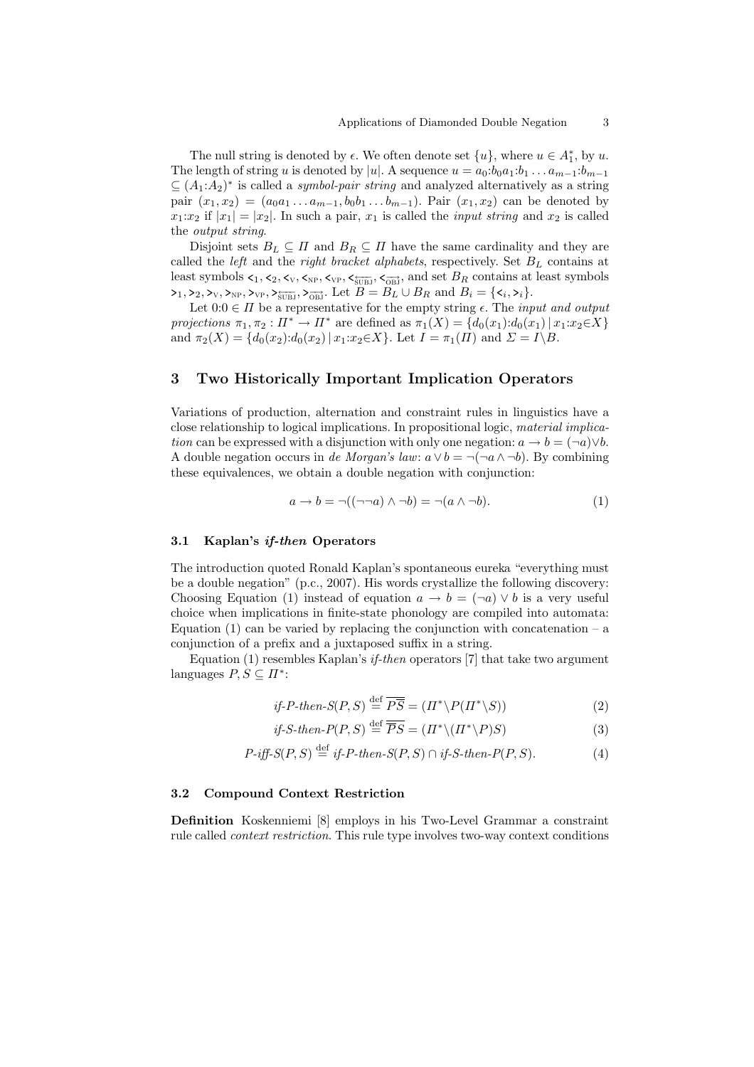The null string is denoted by $\epsilon$. We often denote set $\{u\}$, where $u \in A_1^*$, by $u$. The length of string $u$ is denoted by $|u|$. A sequence $u = a_0{:}b_0 a_1{:}b_1 \ldots a_{m-1}{:}b_{m-1} \subseteq (A_1{:}A_2)^*$ is called a *symbol-pair string* and analyzed alternatively as a string pair $(x_1, x_2) = (a_0 a_1 \ldots a_{m-1}, b_0 b_1 \ldots b_{m-1})$. Pair $(x_1, x_2)$ can be denoted by $x_1{:}x_2$ if $|x_1| = |x_2|$. In such a pair, $x_1$ is called the *input string* and $x_2$ is called the *output string*.

Disjoint sets $B_L \subseteq \Pi$ and $B_R \subseteq \Pi$ have the same cardinality and they are called the *left* and the *right bracket alphabets*, respectively. Set $B_L$ contains at least symbols $<_1, <_2, <_{\text{V}}, <_{\text{NP}}, <_{\text{VP}}, <_{\overleftarrow{\text{SUBJ}}}, <_{\overrightarrow{\text{OBJ}}}$, and set $B_R$ contains at least symbols $>_1, >_2, >_{\text{V}}, >_{\text{NP}}, >_{\text{VP}}, >_{\overleftarrow{\text{SUBJ}}}, >_{\overrightarrow{\text{OBJ}}}$. Let $B = B_L \cup B_R$ and $B_i = \{<_i, >_i\}$.

Let $0{:}0 \in \Pi$ be a representative for the empty string $\epsilon$. The *input and output projections* $\pi_1, \pi_2 : \Pi^* \to \Pi^*$ are defined as $\pi_1(X) = \{d_0(x_1){:}d_0(x_1) \,|\, x_1{:}x_2 {\in} X\}$ and $\pi_2(X) = \{d_0(x_2){:}d_0(x_2) \,|\, x_1{:}x_2 {\in} X\}$. Let $I = \pi_1(\Pi)$ and $\Sigma = I \backslash B$.

## 3 Two Historically Important Implication Operators

Variations of production, alternation and constraint rules in linguistics have a close relationship to logical implications. In propositional logic, *material implication* can be expressed with a disjunction with only one negation: $a \to b = (\neg a) \vee b$. A double negation occurs in *de Morgan's law*: $a \vee b = \neg(\neg a \wedge \neg b)$. By combining these equivalences, we obtain a double negation with conjunction:

$$a \to b = \neg((\neg\neg a) \wedge \neg b) = \neg(a \wedge \neg b). \tag{1}$$

### 3.1 Kaplan's *if-then* Operators

The introduction quoted Ronald Kaplan's spontaneous eureka "everything must be a double negation" (p.c., 2007). His words crystallize the following discovery: Choosing Equation (1) instead of equation $a \to b = (\neg a) \vee b$ is a very useful choice when implications in finite-state phonology are compiled into automata: Equation (1) can be varied by replacing the conjunction with concatenation – a conjunction of a prefix and a juxtaposed suffix in a string.

Equation (1) resembles Kaplan's *if-then* operators [7] that take two argument languages $P, S \subseteq \Pi^*$:

$$\textit{if-P-then-S}(P, S) \overset{\text{def}}{=} \overline{P\overline{S}} = (\Pi^* \backslash P(\Pi^* \backslash S)) \tag{2}$$

$$\textit{if-S-then-P}(P, S) \overset{\text{def}}{=} \overline{\overline{P}S} = (\Pi^* \backslash (\Pi^* \backslash P)S) \tag{3}$$

$$\textit{P-iff-S}(P, S) \overset{\text{def}}{=} \textit{if-P-then-S}(P, S) \cap \textit{if-S-then-P}(P, S). \tag{4}$$

### 3.2 Compound Context Restriction

**Definition** Koskenniemi [8] employs in his Two-Level Grammar a constraint rule called *context restriction*. This rule type involves two-way context conditions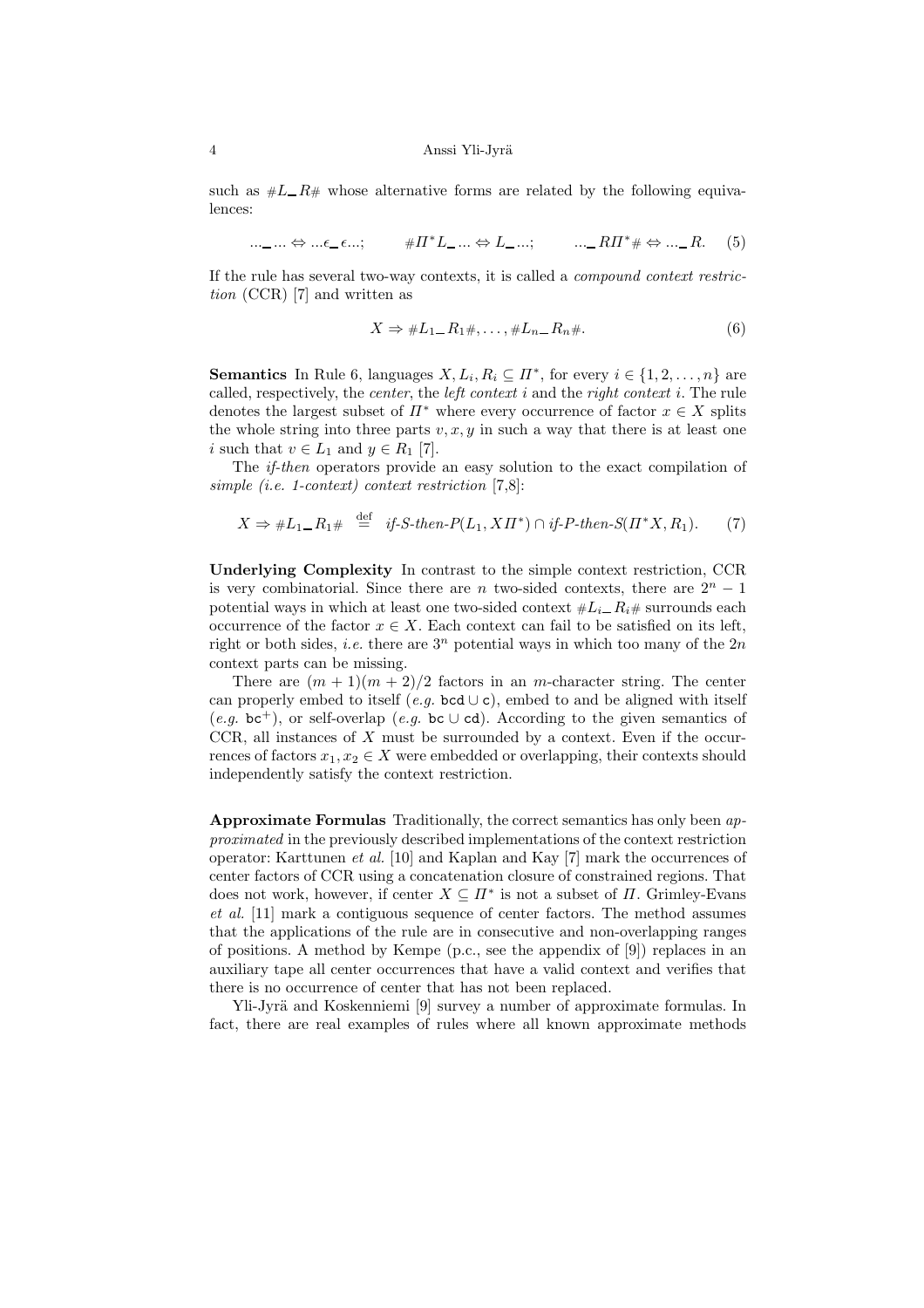such as $\#L\_R\#$ whose alternative forms are related by the following equivalences:

$$...\_... \Leftrightarrow ...\epsilon\_\epsilon...; \qquad \#\Pi^*L\_... \Leftrightarrow L\_...; \qquad ...\_R\Pi^*\# \Leftrightarrow ...\_R. \quad (5)$$

If the rule has several two-way contexts, it is called a *compound context restriction* (CCR) [7] and written as

$$X \Rightarrow \#L_1\_R_1\#, \ldots, \#L_n\_R_n\#. \quad (6)$$

**Semantics** In Rule 6, languages $X, L_i, R_i \subseteq \Pi^*$, for every $i \in \{1, 2, \ldots, n\}$ are called, respectively, the *center*, the *left context* $i$ and the *right context* $i$. The rule denotes the largest subset of $\Pi^*$ where every occurrence of factor $x \in X$ splits the whole string into three parts $v, x, y$ in such a way that there is at least one $i$ such that $v \in L_1$ and $y \in R_1$ [7].

The *if-then* operators provide an easy solution to the exact compilation of *simple (i.e. 1-context) context restriction* [7,8]:

$$X \Rightarrow \#L_1\_R_1\# \stackrel{\text{def}}{=} \textit{if-S-then-P}(L_1, X\Pi^*) \cap \textit{if-P-then-S}(\Pi^*X, R_1). \quad (7)$$

**Underlying Complexity** In contrast to the simple context restriction, CCR is very combinatorial. Since there are $n$ two-sided contexts, there are $2^n - 1$ potential ways in which at least one two-sided context $\#L_i\_R_i\#$ surrounds each occurrence of the factor $x \in X$. Each context can fail to be satisfied on its left, right or both sides, *i.e.* there are $3^n$ potential ways in which too many of the $2n$ context parts can be missing.

There are $(m+1)(m+2)/2$ factors in an $m$-character string. The center can properly embed to itself (*e.g.* $\texttt{bcd} \cup \texttt{c}$), embed to and be aligned with itself (*e.g.* $\texttt{bc}^+$), or self-overlap (*e.g.* $\texttt{bc} \cup \texttt{cd}$). According to the given semantics of CCR, all instances of $X$ must be surrounded by a context. Even if the occurrences of factors $x_1, x_2 \in X$ were embedded or overlapping, their contexts should independently satisfy the context restriction.

**Approximate Formulas** Traditionally, the correct semantics has only been *approximated* in the previously described implementations of the context restriction operator: Karttunen *et al.* [10] and Kaplan and Kay [7] mark the occurrences of center factors of CCR using a concatenation closure of constrained regions. That does not work, however, if center $X \subseteq \Pi^*$ is not a subset of $\Pi$. Grimley-Evans *et al.* [11] mark a contiguous sequence of center factors. The method assumes that the applications of the rule are in consecutive and non-overlapping ranges of positions. A method by Kempe (p.c., see the appendix of [9]) replaces in an auxiliary tape all center occurrences that have a valid context and verifies that there is no occurrence of center that has not been replaced.

Yli-Jyrä and Koskenniemi [9] survey a number of approximate formulas. In fact, there are real examples of rules where all known approximate methods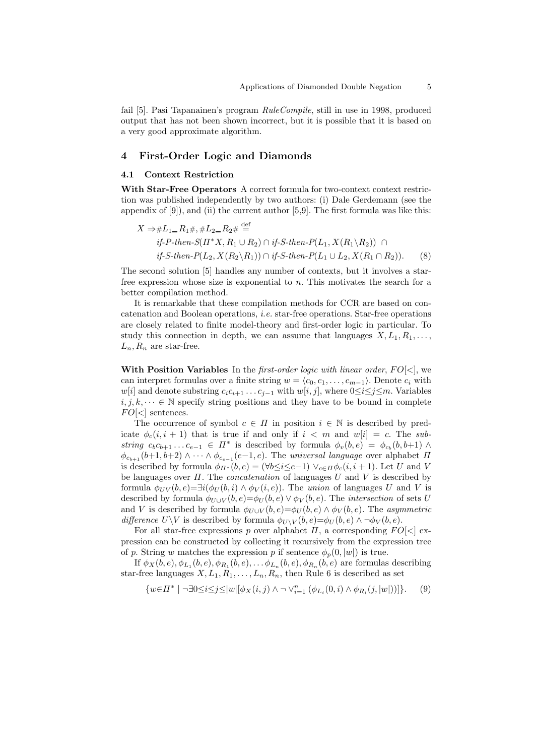fail [5]. Pasi Tapanainen's program *RuleCompile*, still in use in 1998, produced output that has not been shown incorrect, but it is possible that it is based on a very good approximate algorithm.

## 4 First-Order Logic and Diamonds

### 4.1 Context Restriction

**With Star-Free Operators** A correct formula for two-context context restriction was published independently by two authors: (i) Dale Gerdemann (see the appendix of [9]), and (ii) the current author [5,9]. The first formula was like this:

$$
\begin{aligned}
X \Rightarrow \#L_1\_R_1\#, \#L_2\_R_2\# &\stackrel{\text{def}}{=} \\
&\textit{if-P-then-S}(\Pi^* X, R_1 \cup R_2) \cap \textit{if-S-then-P}(L_1, X(R_1 \backslash R_2)) \;\cap \\
&\textit{if-S-then-P}(L_2, X(R_2 \backslash R_1)) \cap \textit{if-S-then-P}(L_1 \cup L_2, X(R_1 \cap R_2)). \qquad (8)
\end{aligned}
$$

The second solution [5] handles any number of contexts, but it involves a star-free expression whose size is exponential to $n$. This motivates the search for a better compilation method.

It is remarkable that these compilation methods for CCR are based on concatenation and Boolean operations, *i.e.* star-free operations. Star-free operations are closely related to finite model-theory and first-order logic in particular. To study this connection in depth, we can assume that languages $X, L_1, R_1, \ldots, L_n, R_n$ are star-free.

**With Position Variables** In the *first-order logic with linear order*, $FO[<]$, we can interpret formulas over a finite string $w = \langle c_0, c_1, \ldots, c_{m-1}\rangle$. Denote $c_i$ with $w[i]$ and denote substring $c_i c_{i+1} \ldots c_{j-1}$ with $w[i,j]$, where $0 \leq i \leq j \leq m$. Variables $i, j, k, \cdots \in \mathbb{N}$ specify string positions and they have to be bound in complete $FO[<]$ sentences.

The occurrence of symbol $c \in \Pi$ in position $i \in \mathbb{N}$ is described by predicate $\phi_c(i, i+1)$ that is true if and only if $i < m$ and $w[i] = c$. The *substring* $c_b c_{b+1} \ldots c_{e-1} \in \Pi^*$ is described by formula $\phi_v(b, e) = \phi_{c_b}(b, b{+}1) \wedge \phi_{c_{b+1}}(b{+}1, b{+}2) \wedge \cdots \wedge \phi_{c_{e-1}}(e{-}1, e)$. The *universal language* over alphabet $\Pi$ is described by formula $\phi_{\Pi^*}(b, e) = (\forall b{\leq}i{\leq}e{-}1) \vee_{c \in \Pi} \phi_c(i, i+1)$. Let $U$ and $V$ be languages over $\Pi$. The *concatenation* of languages $U$ and $V$ is described by formula $\phi_{UV}(b, e) = \exists i(\phi_U(b, i) \wedge \phi_V(i, e))$. The *union* of languages $U$ and $V$ is described by formula $\phi_{U \cup V}(b, e) = \phi_U(b, e) \vee \phi_V(b, e)$. The *intersection* of sets $U$ and $V$ is described by formula $\phi_{U \cup V}(b, e) = \phi_U(b, e) \wedge \phi_V(b, e)$. The *asymmetric difference* $U \backslash V$ is described by formula $\phi_{U \backslash V}(b, e) = \phi_U(b, e) \wedge \neg\phi_V(b, e)$.

For all star-free expressions $p$ over alphabet $\Pi$, a corresponding $FO[<]$ expression can be constructed by collecting it recursively from the expression tree of $p$. String $w$ matches the expression $p$ if sentence $\phi_p(0, |w|)$ is true.

If $\phi_X(b, e), \phi_{L_1}(b, e), \phi_{R_1}(b, e), \ldots \phi_{L_n}(b, e), \phi_{R_n}(b, e)$ are formulas describing star-free languages $X, L_1, R_1, \ldots, L_n, R_n$, then Rule 6 is described as set

$$
\{w \in \Pi^* \mid \neg\exists 0{\leq}i{\leq}j{\leq}|w| [\phi_X(i, j) \wedge \neg \vee_{i=1}^{n} (\phi_{L_i}(0, i) \wedge \phi_{R_i}(j, |w|))]\}. \qquad (9)
$$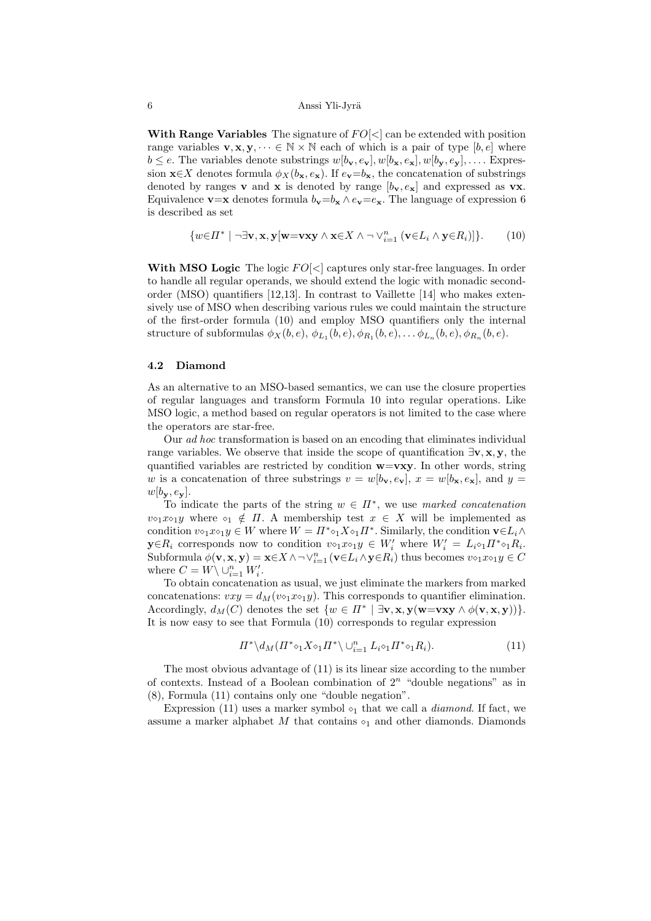**With Range Variables** The signature of $FO[<]$ can be extended with position range variables $\mathbf{v}, \mathbf{x}, \mathbf{y}, \dots \in \mathbb{N} \times \mathbb{N}$ each of which is a pair of type $[b, e]$ where $b \leq e$. The variables denote substrings $w[b_\mathbf{v}, e_\mathbf{v}], w[b_\mathbf{x}, e_\mathbf{x}], w[b_\mathbf{y}, e_\mathbf{y}], \dots$. Expression $\mathbf{x} {\in} X$ denotes formula $\phi_X(b_\mathbf{x}, e_\mathbf{x})$. If $e_\mathbf{v}{=}b_\mathbf{x}$, the concatenation of substrings denoted by ranges $\mathbf{v}$ and $\mathbf{x}$ is denoted by range $[b_\mathbf{v}, e_\mathbf{x}]$ and expressed as $\mathbf{vx}$. Equivalence $\mathbf{v}{=}\mathbf{x}$ denotes formula $b_\mathbf{v}{=}b_\mathbf{x} \wedge e_\mathbf{v}{=}e_\mathbf{x}$. The language of expression 6 is described as set

$$\{w{\in}\Pi^* \mid \neg\exists \mathbf{v}, \mathbf{x}, \mathbf{y}[\mathbf{w}{=}\mathbf{vxy} \wedge \mathbf{x}{\in}X \wedge \neg \vee_{i=1}^{n} (\mathbf{v}{\in}L_i \wedge \mathbf{y}{\in}R_i)]\}. \quad (10)$$

**With MSO Logic** The logic $FO[<]$ captures only star-free languages. In order to handle all regular operands, we should extend the logic with monadic second-order (MSO) quantifiers [12,13]. In contrast to Vaillette [14] who makes extensively use of MSO when describing various rules we could maintain the structure of the first-order formula (10) and employ MSO quantifiers only the internal structure of subformulas $\phi_X(b, e)$, $\phi_{L_1}(b, e), \phi_{R_1}(b, e), \dots \phi_{L_n}(b, e), \phi_{R_n}(b, e)$.

### 4.2 Diamond

As an alternative to an MSO-based semantics, we can use the closure properties of regular languages and transform Formula 10 into regular operations. Like MSO logic, a method based on regular operators is not limited to the case where the operators are star-free.

Our *ad hoc* transformation is based on an encoding that eliminates individual range variables. We observe that inside the scope of quantification $\exists \mathbf{v}, \mathbf{x}, \mathbf{y}$, the quantified variables are restricted by condition $\mathbf{w}{=}\mathbf{vxy}$. In other words, string $w$ is a concatenation of three substrings $v = w[b_\mathbf{v}, e_\mathbf{v}]$, $x = w[b_\mathbf{x}, e_\mathbf{x}]$, and $y = w[b_\mathbf{y}, e_\mathbf{y}]$.

To indicate the parts of the string $w \in \Pi^*$, we use *marked concatenation* $v {\diamond_1} x {\diamond_1} y$ where $\diamond_1 \notin \Pi$. A membership test $x \in X$ will be implemented as condition $v {\diamond_1} x {\diamond_1} y \in W$ where $W = \Pi^* {\diamond_1} X {\diamond_1} \Pi^*$. Similarly, the condition $\mathbf{v}{\in}L_i \wedge \mathbf{y}{\in}R_i$ corresponds now to condition $v {\diamond_1} x {\diamond_1} y \in W'_i$ where $W'_i = L_i {\diamond_1} \Pi^* {\diamond_1} R_i$. Subformula $\phi(\mathbf{v}, \mathbf{x}, \mathbf{y}) = \mathbf{x}{\in}X \wedge \neg \vee_{i=1}^{n} (\mathbf{v}{\in}L_i \wedge \mathbf{y}{\in}R_i)$ thus becomes $v {\diamond_1} x {\diamond_1} y \in C$ where $C = W \setminus \cup_{i=1}^{n} W'_i$.

To obtain concatenation as usual, we just eliminate the markers from marked concatenations: $vxy = d_M(v {\diamond_1} x {\diamond_1} y)$. This corresponds to quantifier elimination. Accordingly, $d_M(C)$ denotes the set $\{w \in \Pi^* \mid \exists \mathbf{v}, \mathbf{x}, \mathbf{y}(\mathbf{w}{=}\mathbf{vxy} \wedge \phi(\mathbf{v}, \mathbf{x}, \mathbf{y}))\}$. It is now easy to see that Formula (10) corresponds to regular expression

$$\Pi^* \setminus d_M(\Pi^* {\diamond_1} X {\diamond_1} \Pi^* \setminus \cup_{i=1}^{n} L_i {\diamond_1} \Pi^* {\diamond_1} R_i). \quad (11)$$

The most obvious advantage of (11) is its linear size according to the number of contexts. Instead of a Boolean combination of $2^n$ "double negations" as in (8), Formula (11) contains only one "double negation".

Expression (11) uses a marker symbol $\diamond_1$ that we call a *diamond*. If fact, we assume a marker alphabet $M$ that contains $\diamond_1$ and other diamonds. Diamonds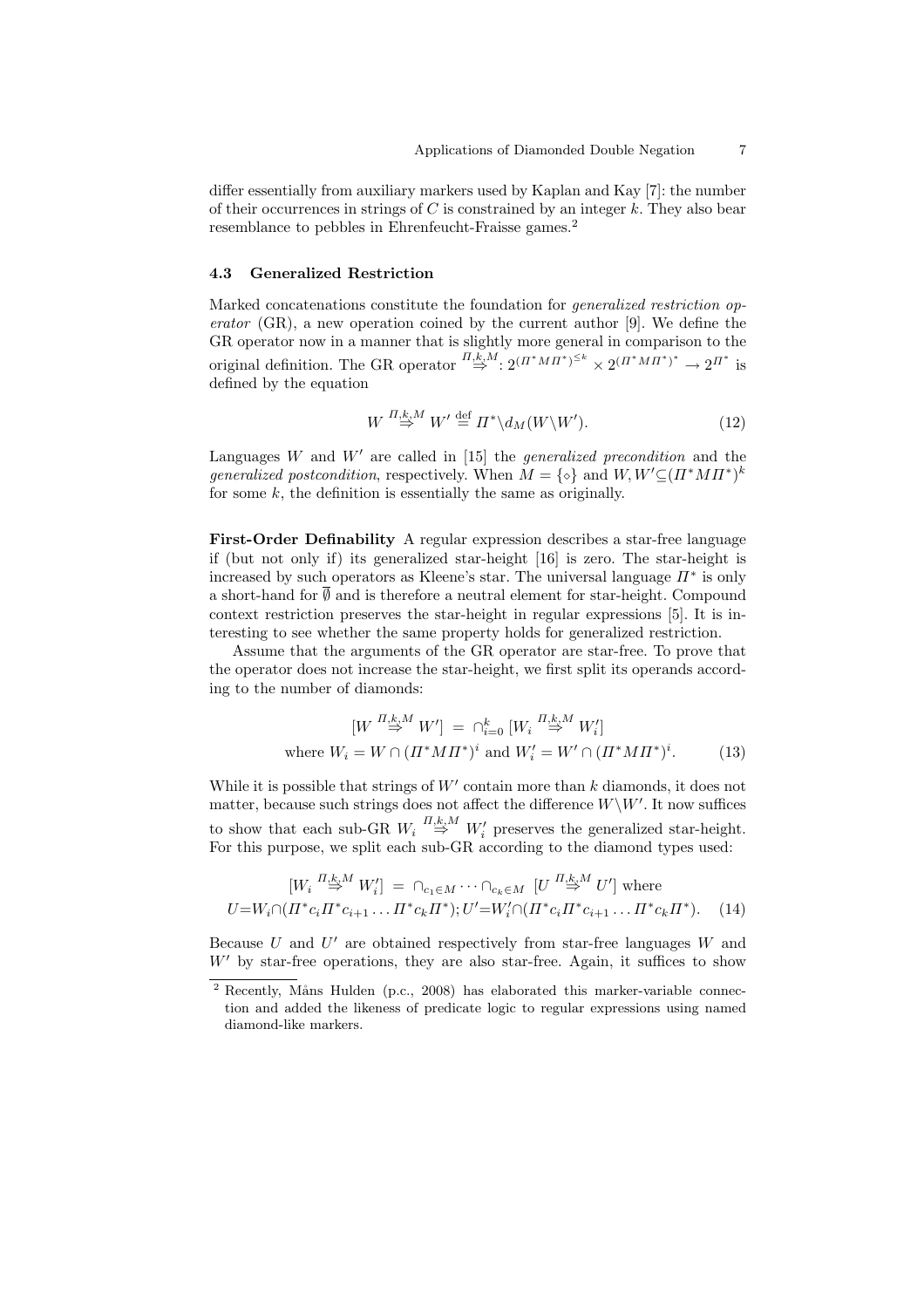differ essentially from auxiliary markers used by Kaplan and Kay [7]: the number of their occurrences in strings of $C$ is constrained by an integer $k$. They also bear resemblance to pebbles in Ehrenfeucht-Fraisse games.[2]

### 4.3 Generalized Restriction

Marked concatenations constitute the foundation for *generalized restriction operator* (GR), a new operation coined by the current author [9]. We define the GR operator now in a manner that is slightly more general in comparison to the original definition. The GR operator $\overset{\Pi,k,M}{\Rightarrow}: 2^{(\Pi^* M \Pi^*)^{\leq k}} \times 2^{(\Pi^* M \Pi^*)^*} \to 2^{\Pi^*}$ is defined by the equation

$$W \overset{\Pi,k,M}{\Rightarrow} W' \overset{\text{def}}{\equiv} \Pi^* \backslash d_M(W \backslash W'). \tag{12}$$

Languages $W$ and $W'$ are called in [15] the *generalized precondition* and the *generalized postcondition*, respectively. When $M = \{\diamond\}$ and $W, W' \subseteq (\Pi^* M \Pi^*)^k$ for some $k$, the definition is essentially the same as originally.

**First-Order Definability** A regular expression describes a star-free language if (but not only if) its generalized star-height [16] is zero. The star-height is increased by such operators as Kleene's star. The universal language $\Pi^*$ is only a short-hand for $\overline{\emptyset}$ and is therefore a neutral element for star-height. Compound context restriction preserves the star-height in regular expressions [5]. It is interesting to see whether the same property holds for generalized restriction.

Assume that the arguments of the GR operator are star-free. To prove that the operator does not increase the star-height, we first split its operands according to the number of diamonds:

$$\begin{aligned} [W \overset{\Pi,k,M}{\Rightarrow} W'] \;=\; \cap_{i=0}^{k} \, [W_i \overset{\Pi,k,M}{\Rightarrow} W'_i] \\ \text{where } W_i = W \cap (\Pi^* M \Pi^*)^i \text{ and } W'_i = W' \cap (\Pi^* M \Pi^*)^i. \end{aligned} \tag{13}$$

While it is possible that strings of $W'$ contain more than $k$ diamonds, it does not matter, because such strings does not affect the difference $W \backslash W'$. It now suffices to show that each sub-GR $W_i \overset{\Pi,k,M}{\Rightarrow} W'_i$ preserves the generalized star-height. For this purpose, we split each sub-GR according to the diamond types used:

$$\begin{aligned} [W_i \overset{\Pi,k,M}{\Rightarrow} W'_i] \;=\; \cap_{c_1 \in M} \cdots \cap_{c_k \in M} \; [U \overset{\Pi,k,M}{\Rightarrow} U'] \text{ where} \\ U = W_i \cap (\Pi^* c_i \Pi^* c_{i+1} \ldots \Pi^* c_k \Pi^*); U' = W'_i \cap (\Pi^* c_i \Pi^* c_{i+1} \ldots \Pi^* c_k \Pi^*). \end{aligned} \tag{14}$$

Because $U$ and $U'$ are obtained respectively from star-free languages $W$ and $W'$ by star-free operations, they are also star-free. Again, it suffices to show

[2] Recently, Måns Hulden (p.c., 2008) has elaborated this marker-variable connection and added the likeness of predicate logic to regular expressions using named diamond-like markers.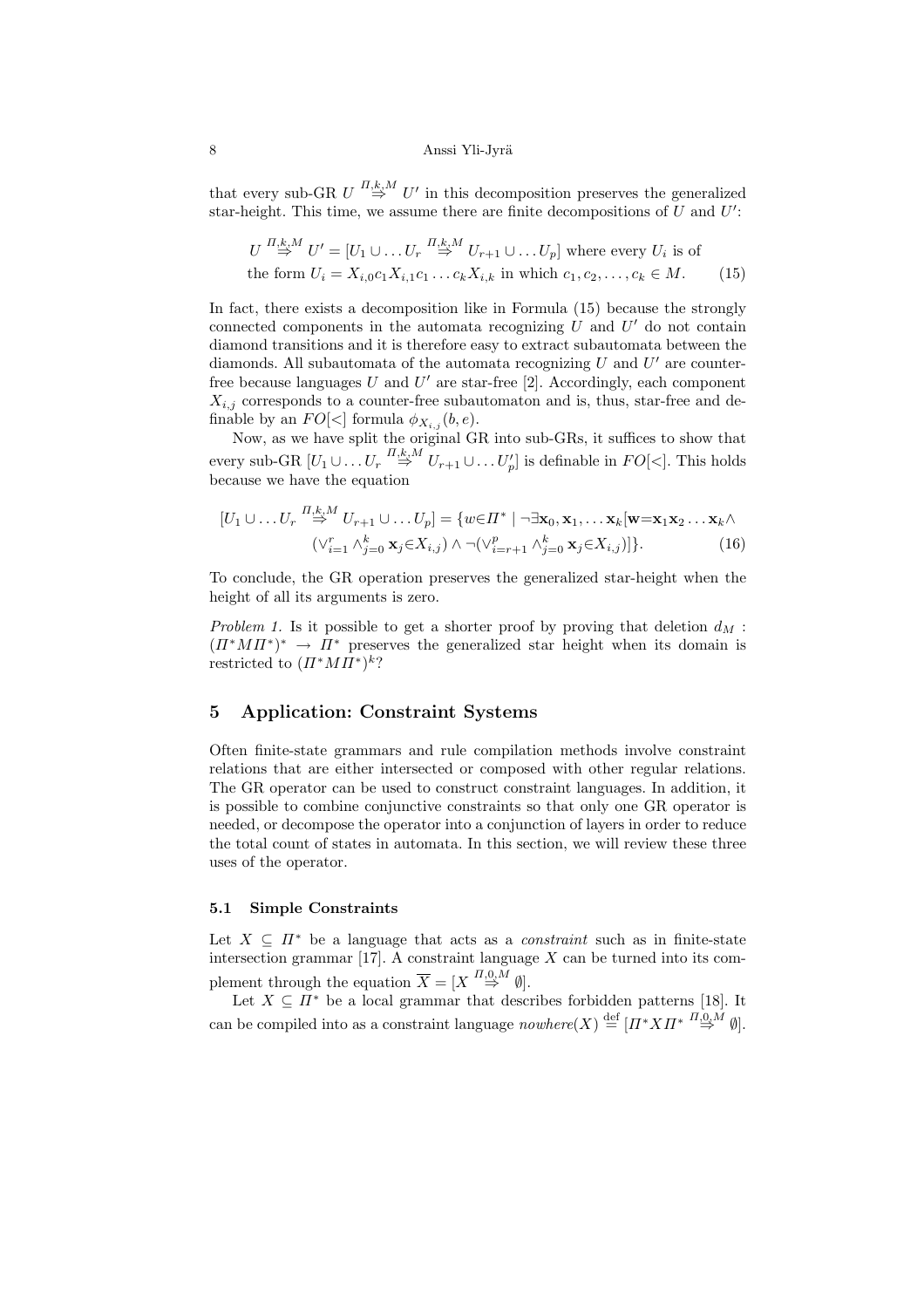that every sub-GR $U \overset{\Pi,k,M}{\Rightarrow} U'$ in this decomposition preserves the generalized star-height. This time, we assume there are finite decompositions of $U$ and $U'$:

$$U \overset{\Pi,k,M}{\Rightarrow} U' = [U_1 \cup \ldots U_r \overset{\Pi,k,M}{\Rightarrow} U_{r+1} \cup \ldots U_p] \text{ where every } U_i \text{ is of}$$
$$\text{the form } U_i = X_{i,0}c_1X_{i,1}c_1 \ldots c_kX_{i,k} \text{ in which } c_1, c_2, \ldots, c_k \in M. \tag{15}$$

In fact, there exists a decomposition like in Formula (15) because the strongly connected components in the automata recognizing $U$ and $U'$ do not contain diamond transitions and it is therefore easy to extract subautomata between the diamonds. All subautomata of the automata recognizing $U$ and $U'$ are counter-free because languages $U$ and $U'$ are star-free [2]. Accordingly, each component $X_{i,j}$ corresponds to a counter-free subautomaton and is, thus, star-free and definable by an $FO[<]$ formula $\phi_{X_{i,j}}(b, e)$.

Now, as we have split the original GR into sub-GRs, it suffices to show that every sub-GR $[U_1 \cup \ldots U_r \overset{\Pi,k,M}{\Rightarrow} U_{r+1} \cup \ldots U_p']$ is definable in $FO[<]$. This holds because we have the equation

$$[U_1 \cup \ldots U_r \overset{\Pi,k,M}{\Rightarrow} U_{r+1} \cup \ldots U_p] = \{w{\in}\Pi^* \mid \neg\exists \mathbf{x}_0, \mathbf{x}_1, \ldots \mathbf{x}_k[\mathbf{w}{=}\mathbf{x}_1\mathbf{x}_2 \ldots \mathbf{x}_k \wedge$$
$$(\vee_{i=1}^{r} \wedge_{j=0}^{k} \mathbf{x}_j{\in}X_{i,j}) \wedge \neg(\vee_{i=r+1}^{p} \wedge_{j=0}^{k} \mathbf{x}_j{\in}X_{i,j})]\}. \tag{16}$$

To conclude, the GR operation preserves the generalized star-height when the height of all its arguments is zero.

*Problem 1.* Is it possible to get a shorter proof by proving that deletion $d_M : (\Pi^*M\Pi^*)^* \rightarrow \Pi^*$ preserves the generalized star height when its domain is restricted to $(\Pi^*M\Pi^*)^k$?

## 5 Application: Constraint Systems

Often finite-state grammars and rule compilation methods involve constraint relations that are either intersected or composed with other regular relations. The GR operator can be used to construct constraint languages. In addition, it is possible to combine conjunctive constraints so that only one GR operator is needed, or decompose the operator into a conjunction of layers in order to reduce the total count of states in automata. In this section, we will review these three uses of the operator.

### 5.1 Simple Constraints

Let $X \subseteq \Pi^*$ be a language that acts as a *constraint* such as in finite-state intersection grammar [17]. A constraint language $X$ can be turned into its complement through the equation $\overline{X} = [X \overset{\Pi,0,M}{\Rightarrow} \emptyset]$.

Let $X \subseteq \Pi^*$ be a local grammar that describes forbidden patterns [18]. It can be compiled into as a constraint language $nowhere(X) \overset{\text{def}}{=} [\Pi^*X\Pi^* \overset{\Pi,0,M}{\Rightarrow} \emptyset]$.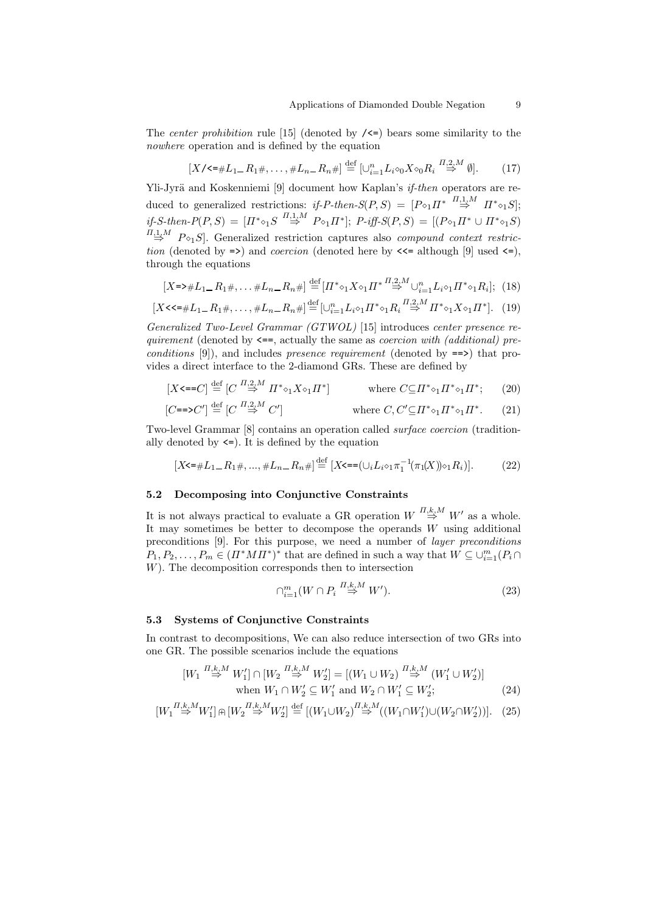The *center prohibition* rule [15] (denoted by `/<=`) bears some similarity to the *nowhere* operation and is defined by the equation

$$[X\texttt{/<=}\#L_1\_R_1\#,\ldots,\#L_n\_R_n\#] \stackrel{\text{def}}{=} [\cup_{i=1}^n L_i \diamond_0 X \diamond_0 R_i \stackrel{\Pi,2,M}{\Rightarrow} \emptyset]. \tag{17}$$

Yli-Jyrä and Koskenniemi [9] document how Kaplan's *if-then* operators are reduced to generalized restrictions: *if-P-then-S*$(P,S) = [P\diamond_1\Pi^* \stackrel{\Pi,1,M}{\Rightarrow} \Pi^*\diamond_1 S]$; *if-S-then-P*$(P,S) = [\Pi^*\diamond_1 S \stackrel{\Pi,1,M}{\Rightarrow} P\diamond_1\Pi^*]$; *P-iff-S*$(P,S) = [(P\diamond_1\Pi^* \cup \Pi^*\diamond_1 S) \stackrel{\Pi,1,M}{\Rightarrow} P\diamond_1 S]$. Generalized restriction captures also *compound context restriction* (denoted by `=>`) and *coercion* (denoted here by `<<=` although [9] used `<=`), through the equations

$$[X\texttt{=>}\#L_1\_R_1\#,\ldots\#L_n\_R_n\#] \stackrel{\text{def}}{=} [\Pi^*\diamond_1 X\diamond_1\Pi^* \stackrel{\Pi,2,M}{\Rightarrow} \cup_{i=1}^n L_i\diamond_1\Pi^*\diamond_1 R_i]; \tag{18}$$

$$[X\texttt{<<=}\#L_1\_R_1\#,\ldots,\#L_n\_R_n\#] \stackrel{\text{def}}{=} [\cup_{i=1}^n L_i\diamond_1\Pi^*\diamond_1 R_i \stackrel{\Pi,2,M}{\Rightarrow} \Pi^*\diamond_1 X\diamond_1\Pi^*]. \tag{19}$$

*Generalized Two-Level Grammar (GTWOL)* [15] introduces *center presence requirement* (denoted by `<==`, actually the same as *coercion with (additional) preconditions* [9]), and includes *presence requirement* (denoted by `==>`) that provides a direct interface to the 2-diamond GRs. These are defined by

$$[X\texttt{<==}C] \stackrel{\text{def}}{=} [C \stackrel{\Pi,2,M}{\Rightarrow} \Pi^*\diamond_1 X\diamond_1\Pi^*] \qquad \text{where } C\subseteq\Pi^*\diamond_1\Pi^*\diamond_1\Pi^*; \tag{20}$$

$$[C\texttt{==>}C'] \stackrel{\text{def}}{=} [C \stackrel{\Pi,2,M}{\Rightarrow} C'] \qquad \text{where } C,C'\subseteq\Pi^*\diamond_1\Pi^*\diamond_1\Pi^*. \tag{21}$$

Two-level Grammar [8] contains an operation called *surface coercion* (traditionally denoted by `<=`). It is defined by the equation

$$[X\texttt{<=}\#L_1\_R_1\#,...,\#L_n\_R_n\#] \stackrel{\text{def}}{=} [X\texttt{<==}(\cup_i L_i\diamond_1\pi_1^{-1}(\pi_1(X))\diamond_1 R_i)]. \tag{22}$$

### 5.2 Decomposing into Conjunctive Constraints

It is not always practical to evaluate a GR operation $W \stackrel{\Pi,k,M}{\Rightarrow} W'$ as a whole. It may sometimes be better to decompose the operands $W$ using additional preconditions [9]. For this purpose, we need a number of *layer preconditions* $P_1, P_2, \ldots, P_m \in (\Pi^* M \Pi^*)^*$ that are defined in such a way that $W \subseteq \cup_{i=1}^m (P_i \cap W)$. The decomposition corresponds then to intersection

$$\cap_{i=1}^m (W\cap P_i \stackrel{\Pi,k,M}{\Rightarrow} W'). \tag{23}$$

### 5.3 Systems of Conjunctive Constraints

In contrast to decompositions, We can also reduce intersection of two GRs into one GR. The possible scenarios include the equations

$$[W_1 \stackrel{\Pi,k,M}{\Rightarrow} W_1'] \cap [W_2 \stackrel{\Pi,k,M}{\Rightarrow} W_2'] = [(W_1\cup W_2) \stackrel{\Pi,k,M}{\Rightarrow} (W_1'\cup W_2')]$$
$$\text{when } W_1\cap W_2' \subseteq W_1' \text{ and } W_2\cap W_1' \subseteq W_2'; \tag{24}$$

$$[W_1 \stackrel{\Pi,k,M}{\Rightarrow} W_1'] \Cap [W_2 \stackrel{\Pi,k,M}{\Rightarrow} W_2'] \stackrel{\text{def}}{=} [(W_1\cup W_2) \stackrel{\Pi,k,M}{\Rightarrow} ((W_1\cap W_1')\cup(W_2\cap W_2'))]. \tag{25}$$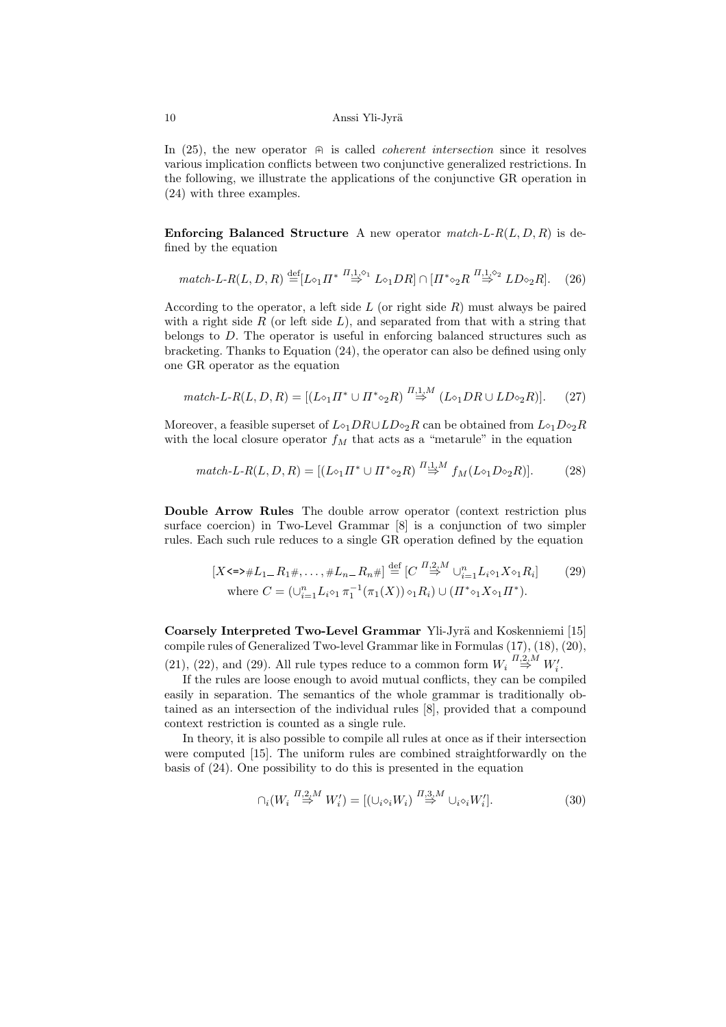In (25), the new operator $\Cap$ is called *coherent intersection* since it resolves various implication conflicts between two conjunctive generalized restrictions. In the following, we illustrate the applications of the conjunctive GR operation in (24) with three examples.

**Enforcing Balanced Structure** A new operator *match-L-R*$(L, D, R)$ is defined by the equation

$$\textit{match-L-R}(L, D, R) \stackrel{\text{def}}{=} [L\diamond_1 \Pi^* \stackrel{\Pi,1,\diamond_1}{\Rightarrow} L\diamond_1 DR] \cap [\Pi^* \diamond_2 R \stackrel{\Pi,1,\diamond_2}{\Rightarrow} LD\diamond_2 R]. \tag{26}$$

According to the operator, a left side $L$ (or right side $R$) must always be paired with a right side $R$ (or left side $L$), and separated from that with a string that belongs to $D$. The operator is useful in enforcing balanced structures such as bracketing. Thanks to Equation (24), the operator can also be defined using only one GR operator as the equation

$$\textit{match-L-R}(L, D, R) = [(L\diamond_1 \Pi^* \cup \Pi^* \diamond_2 R) \stackrel{\Pi,1,M}{\Rightarrow} (L\diamond_1 DR \cup LD\diamond_2 R)]. \tag{27}$$

Moreover, a feasible superset of $L\diamond_1 DR \cup LD\diamond_2 R$ can be obtained from $L\diamond_1 D\diamond_2 R$ with the local closure operator $f_M$ that acts as a "metarule" in the equation

$$\textit{match-L-R}(L, D, R) = [(L\diamond_1 \Pi^* \cup \Pi^* \diamond_2 R) \stackrel{\Pi,1,M}{\Rightarrow} f_M(L\diamond_1 D\diamond_2 R)]. \tag{28}$$

**Double Arrow Rules** The double arrow operator (context restriction plus surface coercion) in Two-Level Grammar [8] is a conjunction of two simpler rules. Each such rule reduces to a single GR operation defined by the equation

$$\begin{gathered}[X \texttt{<=>} \#L_1\_R_1\#, \ldots, \#L_n\_R_n\#] \stackrel{\text{def}}{=} [C \stackrel{\Pi,2,M}{\Rightarrow} \cup_{i=1}^n L_i \diamond_1 X \diamond_1 R_i] \\ \text{where } C = (\cup_{i=1}^n L_i \diamond_1 \pi_1^{-1}(\pi_1(X)) \diamond_1 R_i) \cup (\Pi^* \diamond_1 X \diamond_1 \Pi^*).\end{gathered} \tag{29}$$

**Coarsely Interpreted Two-Level Grammar** Yli-Jyrä and Koskenniemi [15] compile rules of Generalized Two-level Grammar like in Formulas (17), (18), (20), (21), (22), and (29). All rule types reduce to a common form $W_i \stackrel{\Pi,2,M}{\Rightarrow} W_i'$.

If the rules are loose enough to avoid mutual conflicts, they can be compiled easily in separation. The semantics of the whole grammar is traditionally obtained as an intersection of the individual rules [8], provided that a compound context restriction is counted as a single rule.

In theory, it is also possible to compile all rules at once as if their intersection were computed [15]. The uniform rules are combined straightforwardly on the basis of (24). One possibility to do this is presented in the equation

$$\cap_i (W_i \stackrel{\Pi,2,M}{\Rightarrow} W_i') = [(\cup_i \diamond_i W_i) \stackrel{\Pi,3,M}{\Rightarrow} \cup_i \diamond_i W_i']. \tag{30}$$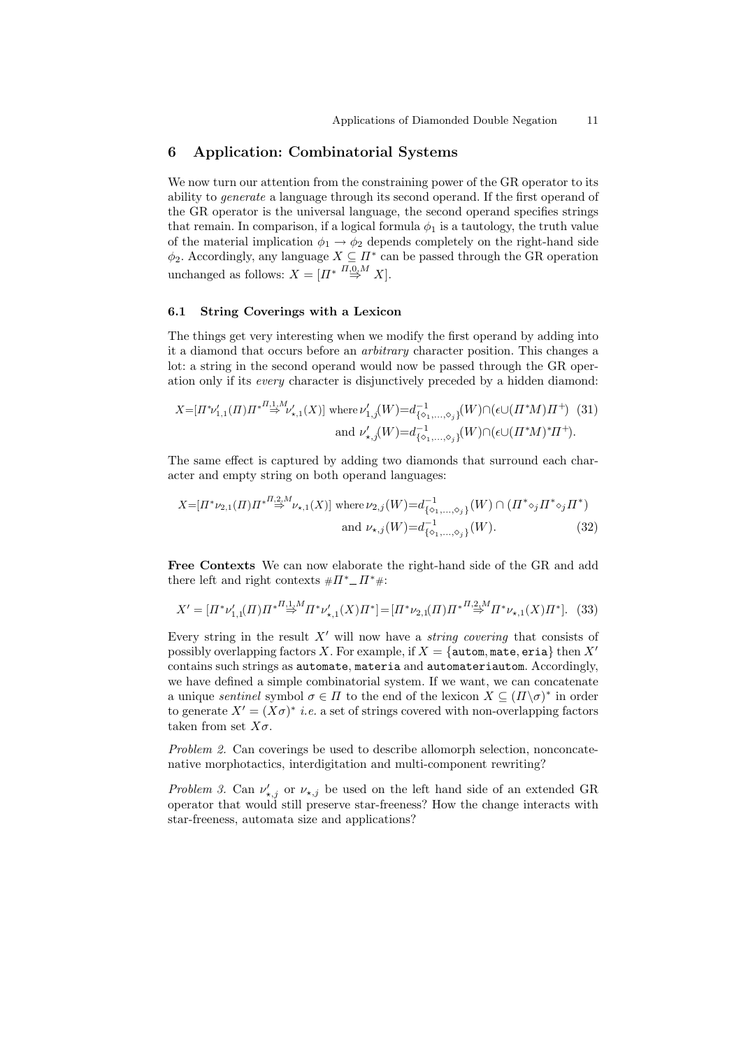## 6 Application: Combinatorial Systems

We now turn our attention from the constraining power of the GR operator to its ability to *generate* a language through its second operand. If the first operand of the GR operator is the universal language, the second operand specifies strings that remain. In comparison, if a logical formula $\phi_1$ is a tautology, the truth value of the material implication $\phi_1 \rightarrow \phi_2$ depends completely on the right-hand side $\phi_2$. Accordingly, any language $X \subseteq \Pi^*$ can be passed through the GR operation unchanged as follows: $X = [\Pi^* \overset{\Pi,0,M}{\Rightarrow} X]$.

### 6.1 String Coverings with a Lexicon

The things get very interesting when we modify the first operand by adding into it a diamond that occurs before an *arbitrary* character position. This changes a lot: a string in the second operand would now be passed through the GR operation only if its *every* character is disjunctively preceded by a hidden diamond:

$$X = [\Pi^* \nu'_{1,1}(\Pi)\Pi^* \overset{\Pi,1,M}{\Rightarrow} \nu'_{\star,1}(X)] \text{ where } \nu'_{1,j}(W) = d^{-1}_{\{\diamond_1,\ldots,\diamond_j\}}(W) \cap (\epsilon \cup (\Pi^* M)\Pi^+) \quad (31)$$
$$\text{and } \nu'_{\star,j}(W) = d^{-1}_{\{\diamond_1,\ldots,\diamond_j\}}(W) \cap (\epsilon \cup (\Pi^* M)^* \Pi^+).$$

The same effect is captured by adding two diamonds that surround each character and empty string on both operand languages:

$$X = [\Pi^* \nu_{2,1}(\Pi)\Pi^* \overset{\Pi,2,M}{\Rightarrow} \nu_{\star,1}(X)] \text{ where } \nu_{2,j}(W) = d^{-1}_{\{\diamond_1,\ldots,\diamond_j\}}(W) \cap (\Pi^* \diamond_j \Pi^* \diamond_j \Pi^*)$$
$$\text{and } \nu_{\star,j}(W) = d^{-1}_{\{\diamond_1,\ldots,\diamond_j\}}(W). \quad (32)$$

**Free Contexts** We can now elaborate the right-hand side of the GR and add there left and right contexts $\#\Pi^* \_ \Pi^* \#$:

$$X' = [\Pi^* \nu'_{1,1}(\Pi)\Pi^* \overset{\Pi,1,M}{\Rightarrow} \Pi^* \nu'_{\star,1}(X)\Pi^*] = [\Pi^* \nu_{2,1}(\Pi)\Pi^* \overset{\Pi,2,M}{\Rightarrow} \Pi^* \nu_{\star,1}(X)\Pi^*]. \quad (33)$$

Every string in the result $X'$ will now have a *string covering* that consists of possibly overlapping factors $X$. For example, if $X = \{$`autom`, `mate`, `eria`$\}$ then $X'$ contains such strings as `automate`, `materia` and `automateriautom`. Accordingly, we have defined a simple combinatorial system. If we want, we can concatenate a unique *sentinel* symbol $\sigma \in \Pi$ to the end of the lexicon $X \subseteq (\Pi \backslash \sigma)^*$ in order to generate $X' = (X\sigma)^*$ *i.e.* a set of strings covered with non-overlapping factors taken from set $X\sigma$.

*Problem 2.* Can coverings be used to describe allomorph selection, nonconcatenative morphotactics, interdigitation and multi-component rewriting?

*Problem 3.* Can $\nu'_{\star,j}$ or $\nu_{\star,j}$ be used on the left hand side of an extended GR operator that would still preserve star-freeness? How the change interacts with star-freeness, automata size and applications?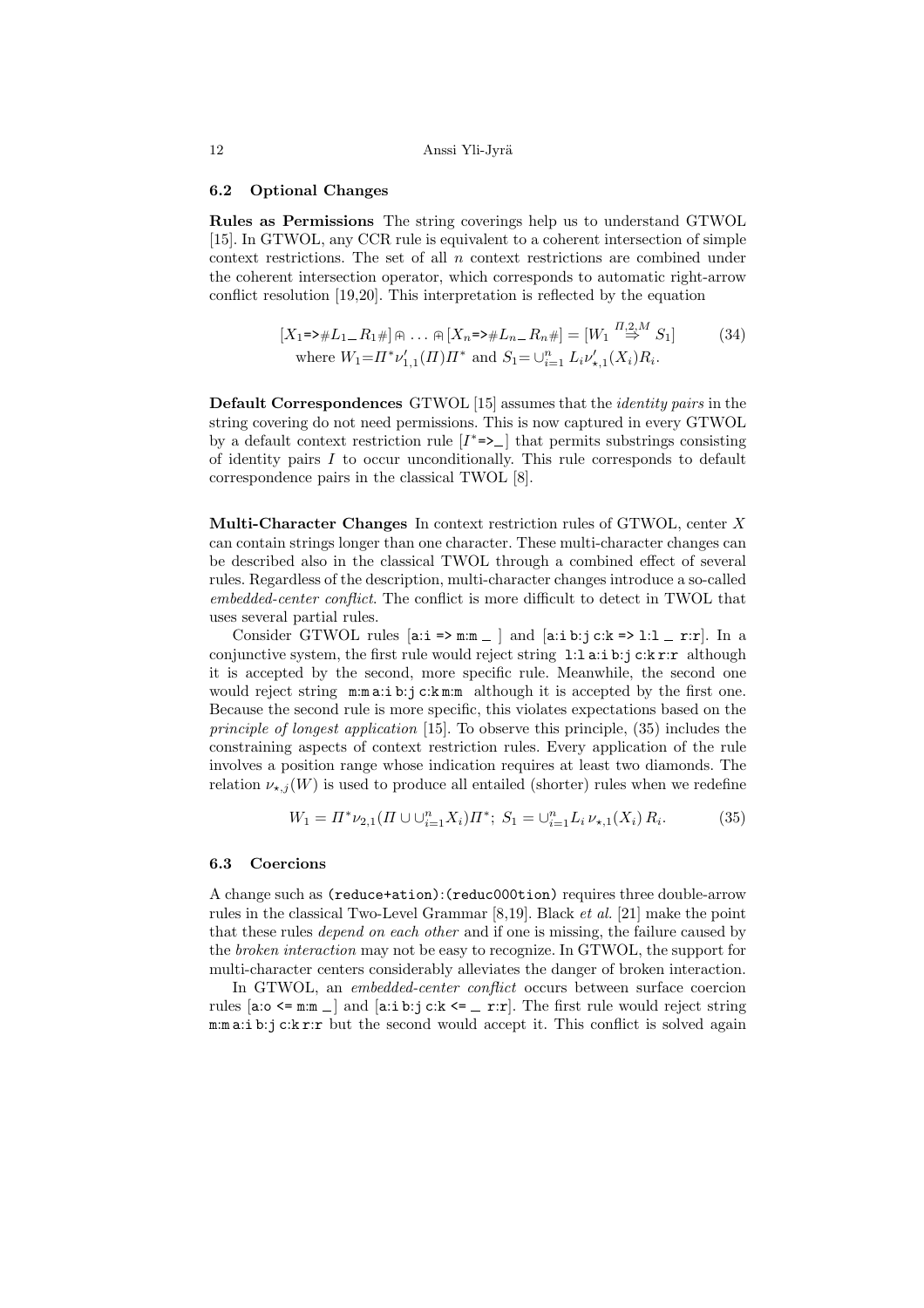### 6.2 Optional Changes

**Rules as Permissions** The string coverings help us to understand GTWOL [15]. In GTWOL, any CCR rule is equivalent to a coherent intersection of simple context restrictions. The set of all $n$ context restrictions are combined under the coherent intersection operator, which corresponds to automatic right-arrow conflict resolution [19,20]. This interpretation is reflected by the equation

$$[X_1 \texttt{=>} \# L_1 \_ R_1 \#] \Cap \ldots \Cap [X_n \texttt{=>} \# L_n \_ R_n \#] = [W_1 \overset{\Pi,2,M}{\Rightarrow} S_1] \qquad (34)$$
$$\text{where } W_1 = \Pi^* \nu'_{1,1}(\Pi)\Pi^* \text{ and } S_1 = \cup_{i=1}^{n} L_i \nu'_{\star,1}(X_i) R_i.$$

**Default Correspondences** GTWOL [15] assumes that the *identity pairs* in the string covering do not need permissions. This is now captured in every GTWOL by a default context restriction rule $[I^* \texttt{=>} \_]$ that permits substrings consisting of identity pairs $I$ to occur unconditionally. This rule corresponds to default correspondence pairs in the classical TWOL [8].

**Multi-Character Changes** In context restriction rules of GTWOL, center $X$ can contain strings longer than one character. These multi-character changes can be described also in the classical TWOL through a combined effect of several rules. Regardless of the description, multi-character changes introduce a so-called *embedded-center conflict*. The conflict is more difficult to detect in TWOL that uses several partial rules.

Consider GTWOL rules [`a:i => m:m _` ] and [`a:i b:j c:k => l:l _ r:r`]. In a conjunctive system, the first rule would reject string `l:l a:i b:j c:k r:r` although it is accepted by the second, more specific rule. Meanwhile, the second one would reject string `m:m a:i b:j c:k m:m` although it is accepted by the first one. Because the second rule is more specific, this violates expectations based on the *principle of longest application* [15]. To observe this principle, (35) includes the constraining aspects of context restriction rules. Every application of the rule involves a position range whose indication requires at least two diamonds. The relation $\nu_{\star,j}(W)$ is used to produce all entailed (shorter) rules when we redefine

$$W_1 = \Pi^* \nu_{2,1}(\Pi \cup \cup_{i=1}^{n} X_i)\Pi^*;\ S_1 = \cup_{i=1}^{n} L_i\, \nu_{\star,1}(X_i)\, R_i. \qquad (35)$$

### 6.3 Coercions

A change such as `(reduce+ation):(reduc000tion)` requires three double-arrow rules in the classical Two-Level Grammar [8,19]. Black *et al.* [21] make the point that these rules *depend on each other* and if one is missing, the failure caused by the *broken interaction* may not be easy to recognize. In GTWOL, the support for multi-character centers considerably alleviates the danger of broken interaction.

In GTWOL, an *embedded-center conflict* occurs between surface coercion rules [`a:o <= m:m _`] and [`a:i b:j c:k <= _ r:r`]. The first rule would reject string `m:m a:i b:j c:k r:r` but the second would accept it. This conflict is solved again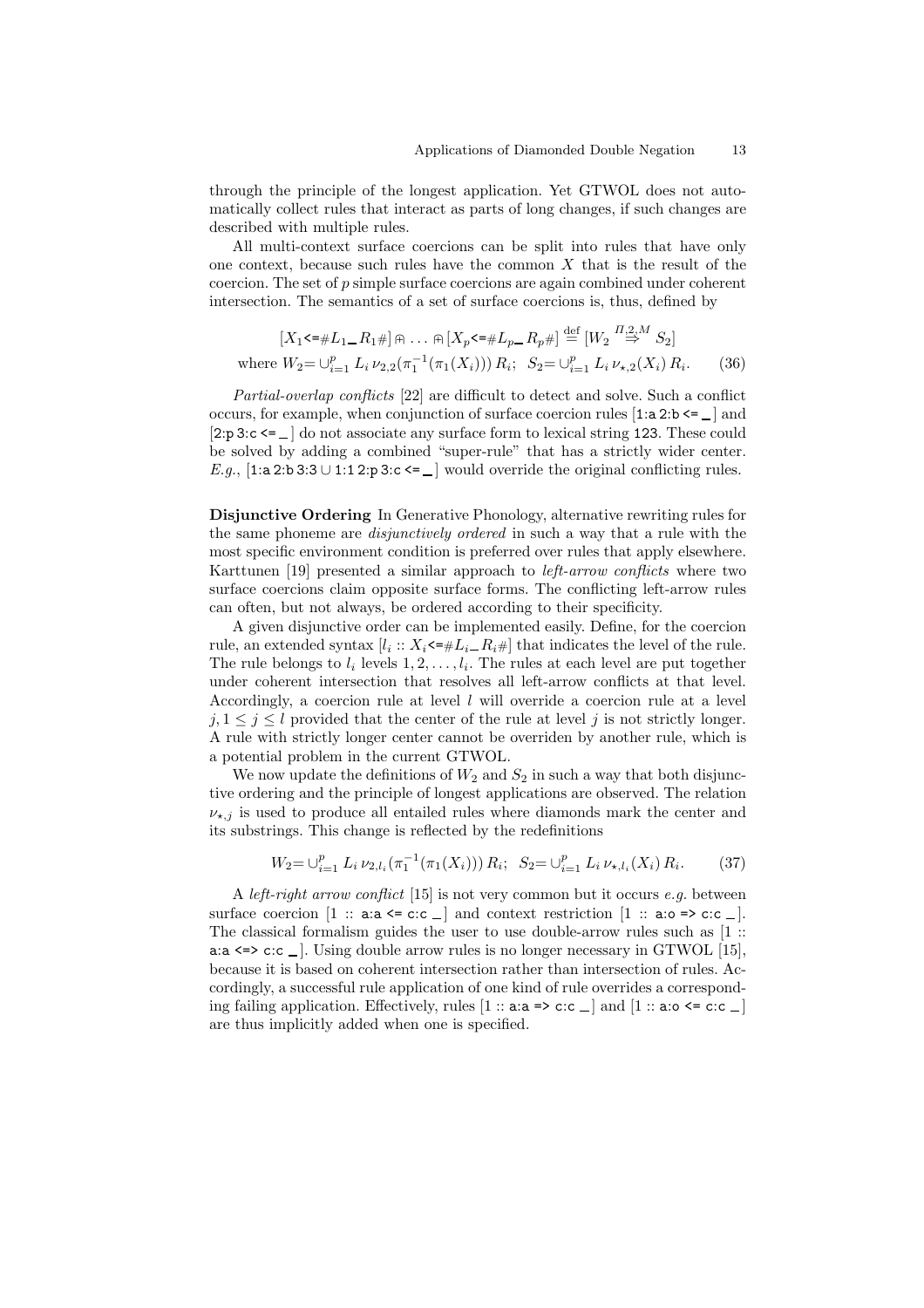through the principle of the longest application. Yet GTWOL does not automatically collect rules that interact as parts of long changes, if such changes are described with multiple rules.

All multi-context surface coercions can be split into rules that have only one context, because such rules have the common $X$ that is the result of the coercion. The set of $p$ simple surface coercions are again combined under coherent intersection. The semantics of a set of surface coercions is, thus, defined by

$$[X_1 \texttt{<=} \# L_1 \_ R_1 \#] \Cap \ldots \Cap [X_p \texttt{<=} \# L_p \_ R_p \#] \stackrel{\text{def}}{=} [W_2 \stackrel{\Pi,2,M}{\Rightarrow} S_2]$$
$$\text{where } W_2 = \cup_{i=1}^{p} L_i \, \nu_{2,2}(\pi_1^{-1}(\pi_1(X_i))) \, R_i; \;\; S_2 = \cup_{i=1}^{p} L_i \, \nu_{\star,2}(X_i) \, R_i. \tag{36}$$

*Partial-overlap conflicts* [22] are difficult to detect and solve. Such a conflict occurs, for example, when conjunction of surface coercion rules [`1:a 2:b <= _`] and [`2:p 3:c <= _`] do not associate any surface form to lexical string `123`. These could be solved by adding a combined "super-rule" that has a strictly wider center. *E.g.*, [`1:a 2:b 3:3` $\cup$ `1:1 2:p 3:c <= _`] would override the original conflicting rules.

**Disjunctive Ordering** In Generative Phonology, alternative rewriting rules for the same phoneme are *disjunctively ordered* in such a way that a rule with the most specific environment condition is preferred over rules that apply elsewhere. Karttunen [19] presented a similar approach to *left-arrow conflicts* where two surface coercions claim opposite surface forms. The conflicting left-arrow rules can often, but not always, be ordered according to their specificity.

A given disjunctive order can be implemented easily. Define, for the coercion rule, an extended syntax $[l_i :: X_i \texttt{<=} \# L_i \_ R_i \#]$ that indicates the level of the rule. The rule belongs to $l_i$ levels $1, 2, \ldots, l_i$. The rules at each level are put together under coherent intersection that resolves all left-arrow conflicts at that level. Accordingly, a coercion rule at level $l$ will override a coercion rule at a level $j, 1 \leq j \leq l$ provided that the center of the rule at level $j$ is not strictly longer. A rule with strictly longer center cannot be overriden by another rule, which is a potential problem in the current GTWOL.

We now update the definitions of $W_2$ and $S_2$ in such a way that both disjunctive ordering and the principle of longest applications are observed. The relation $\nu_{\star,j}$ is used to produce all entailed rules where diamonds mark the center and its substrings. This change is reflected by the redefinitions

$$W_2 = \cup_{i=1}^{p} L_i \, \nu_{2,l_i}(\pi_1^{-1}(\pi_1(X_i))) \, R_i; \;\; S_2 = \cup_{i=1}^{p} L_i \, \nu_{\star,l_i}(X_i) \, R_i. \tag{37}$$

A *left-right arrow conflict* [15] is not very common but it occurs *e.g.* between surface coercion [1 :: `a:a <= c:c _`] and context restriction [1 :: `a:o => c:c _`]. The classical formalism guides the user to use double-arrow rules such as [1 :: `a:a <=> c:c _`]. Using double arrow rules is no longer necessary in GTWOL [15], because it is based on coherent intersection rather than intersection of rules. Accordingly, a successful rule application of one kind of rule overrides a corresponding failing application. Effectively, rules [1 :: `a:a => c:c _`] and [1 :: `a:o <= c:c _`] are thus implicitly added when one is specified.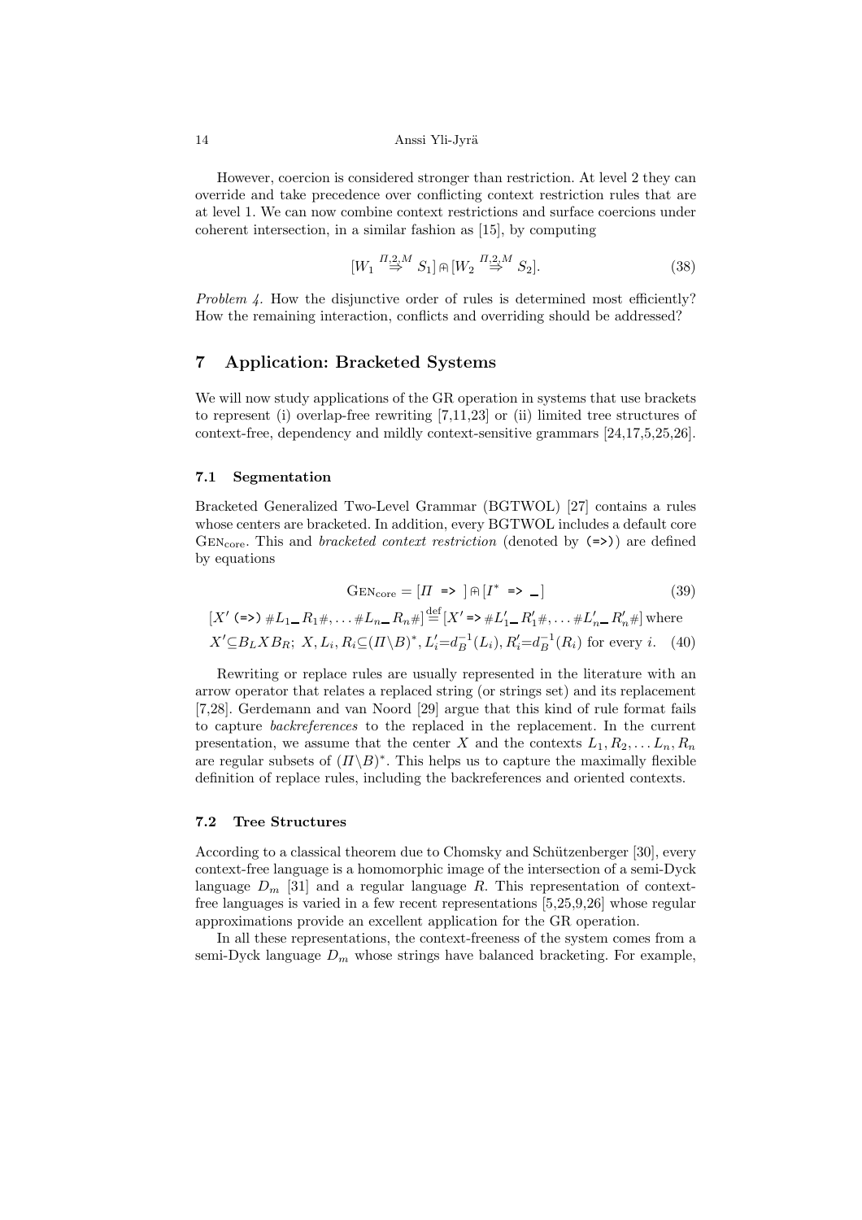However, coercion is considered stronger than restriction. At level 2 they can override and take precedence over conflicting context restriction rules that are at level 1. We can now combine context restrictions and surface coercions under coherent intersection, in a similar fashion as [15], by computing

$$[W_1 \overset{\Pi,2,M}{\Rightarrow} S_1] \Cap [W_2 \overset{\Pi,2,M}{\Rightarrow} S_2]. \tag{38}$$

*Problem 4.* How the disjunctive order of rules is determined most efficiently? How the remaining interaction, conflicts and overriding should be addressed?

## 7 Application: Bracketed Systems

We will now study applications of the GR operation in systems that use brackets to represent (i) overlap-free rewriting [7,11,23] or (ii) limited tree structures of context-free, dependency and mildly context-sensitive grammars [24,17,5,25,26].

### 7.1 Segmentation

Bracketed Generalized Two-Level Grammar (BGTWOL) [27] contains a rules whose centers are bracketed. In addition, every BGTWOL includes a default core $\textsc{Gen}_{\text{core}}$. This and *bracketed context restriction* (denoted by `(=>)`) are defined by equations

$$\textsc{Gen}_{\text{core}} = [\Pi \texttt{ => } ] \Cap [I^* \texttt{ => } \_] \tag{39}$$

$$[X' \texttt{ (=>) } \#L_1 \_ R_1\#, \ldots \#L_n \_ R_n\#] \overset{\text{def}}{=} [X' \texttt{ => } \#L'_1 \_ R'_1\#, \ldots \#L'_n \_ R'_n\#] \text{ where}$$
$$X' \subseteq B_L X B_R;\ X, L_i, R_i \subseteq (\Pi \backslash B)^*, L'_i = d_B^{-1}(L_i), R'_i = d_B^{-1}(R_i) \text{ for every } i. \tag{40}$$

Rewriting or replace rules are usually represented in the literature with an arrow operator that relates a replaced string (or strings set) and its replacement [7,28]. Gerdemann and van Noord [29] argue that this kind of rule format fails to capture *backreferences* to the replaced in the replacement. In the current presentation, we assume that the center $X$ and the contexts $L_1, R_2, \ldots L_n, R_n$ are regular subsets of $(\Pi \backslash B)^*$. This helps us to capture the maximally flexible definition of replace rules, including the backreferences and oriented contexts.

### 7.2 Tree Structures

According to a classical theorem due to Chomsky and Schützenberger [30], every context-free language is a homomorphic image of the intersection of a semi-Dyck language $D_m$ [31] and a regular language $R$. This representation of context-free languages is varied in a few recent representations [5,25,9,26] whose regular approximations provide an excellent application for the GR operation.

In all these representations, the context-freeness of the system comes from a semi-Dyck language $D_m$ whose strings have balanced bracketing. For example,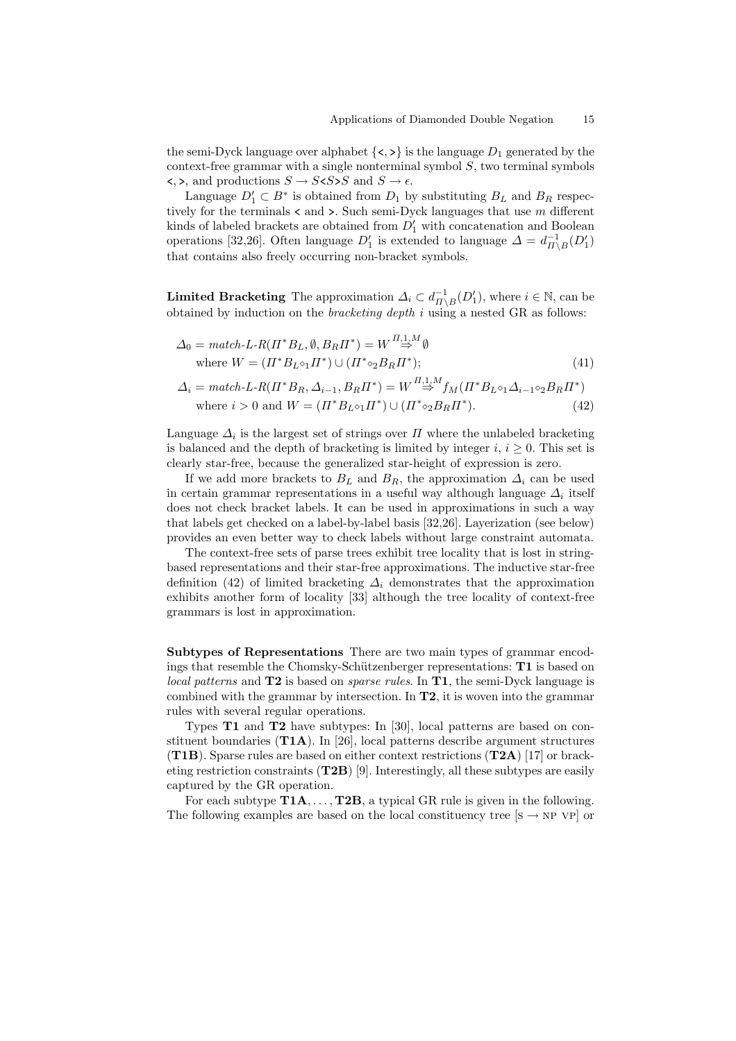the semi-Dyck language over alphabet $\{\texttt{<}, \texttt{>}\}$ is the language $D_1$ generated by the context-free grammar with a single nonterminal symbol $S$, two terminal symbols $\texttt{<}, \texttt{>}$, and productions $S \to S\texttt{<}S\texttt{>}S$ and $S \to \epsilon$.

Language $D'_1 \subset B^*$ is obtained from $D_1$ by substituting $B_L$ and $B_R$ respectively for the terminals $\texttt{<}$ and $\texttt{>}$. Such semi-Dyck languages that use $m$ different kinds of labeled brackets are obtained from $D'_1$ with concatenation and Boolean operations [32,26]. Often language $D'_1$ is extended to language $\Delta = d^{-1}_{\Pi \setminus B}(D'_1)$ that contains also freely occurring non-bracket symbols.

**Limited Bracketing** The approximation $\Delta_i \subset d^{-1}_{\Pi \setminus B}(D'_1)$, where $i \in \mathbb{N}$, can be obtained by induction on the *bracketing depth* $i$ using a nested GR as follows:

$$\Delta_0 = \mathit{match\text{-}L\text{-}R}(\Pi^* B_L, \emptyset, B_R \Pi^*) = W \overset{\Pi,1,M}{\Rightarrow} \emptyset$$
$$\text{where } W = (\Pi^* B_L \diamond_1 \Pi^*) \cup (\Pi^* \diamond_2 B_R \Pi^*); \tag{41}$$

$$\Delta_i = \mathit{match\text{-}L\text{-}R}(\Pi^* B_R, \Delta_{i-1}, B_R \Pi^*) = W \overset{\Pi,1,M}{\Rightarrow} f_M(\Pi^* B_L \diamond_1 \Delta_{i-1} \diamond_2 B_R \Pi^*)$$
$$\text{where } i > 0 \text{ and } W = (\Pi^* B_L \diamond_1 \Pi^*) \cup (\Pi^* \diamond_2 B_R \Pi^*). \tag{42}$$

Language $\Delta_i$ is the largest set of strings over $\Pi$ where the unlabeled bracketing is balanced and the depth of bracketing is limited by integer $i$, $i \geq 0$. This set is clearly star-free, because the generalized star-height of expression is zero.

If we add more brackets to $B_L$ and $B_R$, the approximation $\Delta_i$ can be used in certain grammar representations in a useful way although language $\Delta_i$ itself does not check bracket labels. It can be used in approximations in such a way that labels get checked on a label-by-label basis [32,26]. Layerization (see below) provides an even better way to check labels without large constraint automata.

The context-free sets of parse trees exhibit tree locality that is lost in string-based representations and their star-free approximations. The inductive star-free definition (42) of limited bracketing $\Delta_i$ demonstrates that the approximation exhibits another form of locality [33] although the tree locality of context-free grammars is lost in approximation.

**Subtypes of Representations** There are two main types of grammar encodings that resemble the Chomsky-Schützenberger representations: **T1** is based on *local patterns* and **T2** is based on *sparse rules*. In **T1**, the semi-Dyck language is combined with the grammar by intersection. In **T2**, it is woven into the grammar rules with several regular operations.

Types **T1** and **T2** have subtypes: In [30], local patterns are based on constituent boundaries (**T1A**). In [26], local patterns describe argument structures (**T1B**). Sparse rules are based on either context restrictions (**T2A**) [17] or bracketing restriction constraints (**T2B**) [9]. Interestingly, all these subtypes are easily captured by the GR operation.

For each subtype **T1A**, ..., **T2B**, a typical GR rule is given in the following. The following examples are based on the local constituency tree [S → NP VP] or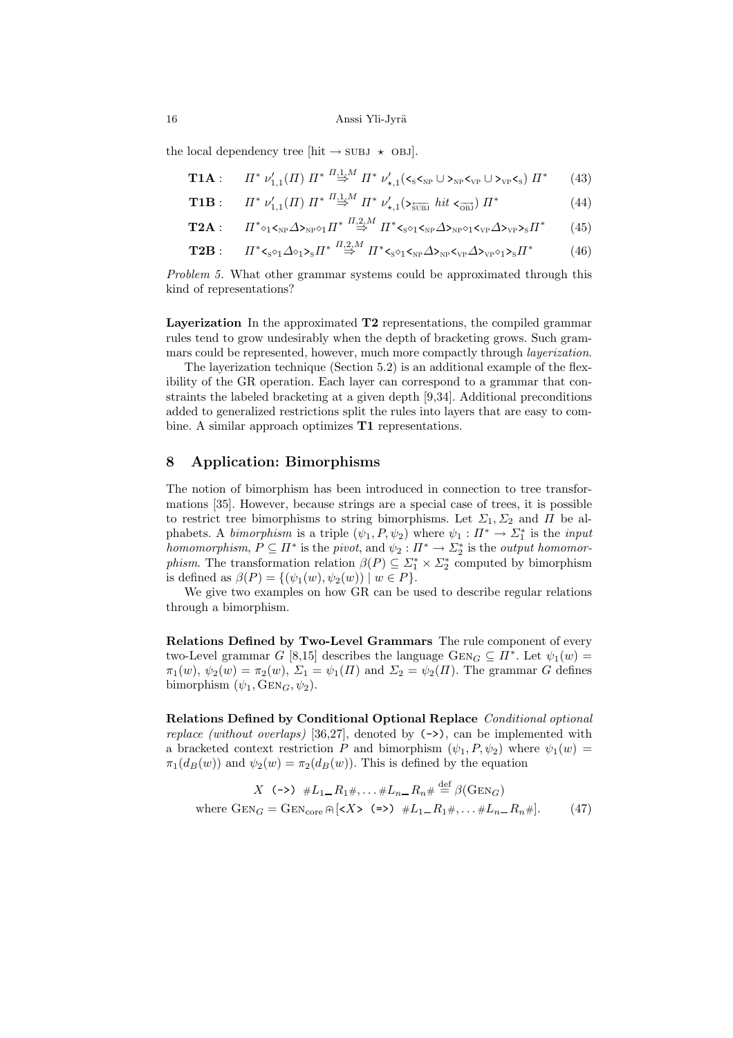the local dependency tree [hit → SUBJ $\star$ OBJ].

$$\mathbf{T1A}: \quad \Pi^* \, \nu'_{1,1}(\Pi) \, \Pi^* \overset{\Pi,1,M}{\Rightarrow} \Pi^* \, \nu'_{\star,1}(<_{\text{S}}<_{\text{NP}} \cup >_{\text{NP}}<_{\text{VP}} \cup >_{\text{VP}}<_{\text{S}}) \, \Pi^* \tag{43}$$

$$\mathbf{T1B}: \quad \Pi^* \, \nu'_{1,1}(\Pi) \, \Pi^* \overset{\Pi,1,M}{\Rightarrow} \Pi^* \, \nu'_{\star,1}(>_{\overleftarrow{\text{SUBJ}}} \; hit \; <_{\overrightarrow{\text{OBJ}}}) \, \Pi^* \tag{44}$$

$$\mathbf{T2A}: \quad \Pi^* \diamond_1 <_{\text{NP}} \Delta >_{\text{NP}} \diamond_1 \Pi^* \overset{\Pi,2,M}{\Rightarrow} \Pi^* <_{\text{S}} \diamond_1 <_{\text{NP}} \Delta >_{\text{NP}} \diamond_1 <_{\text{VP}} \Delta >_{\text{VP}} >_{\text{S}} \Pi^* \tag{45}$$

$$\mathbf{T2B}: \quad \Pi^* <_{\text{S}} \diamond_1 \Delta \diamond_1 >_{\text{S}} \Pi^* \overset{\Pi,2,M}{\Rightarrow} \Pi^* <_{\text{S}} \diamond_1 <_{\text{NP}} \Delta >_{\text{NP}} <_{\text{VP}} \Delta >_{\text{VP}} \diamond_1 >_{\text{S}} \Pi^* \tag{46}$$

*Problem 5.* What other grammar systems could be approximated through this kind of representations?

**Layerization** In the approximated **T2** representations, the compiled grammar rules tend to grow undesirably when the depth of bracketing grows. Such grammars could be represented, however, much more compactly through *layerization*.

The layerization technique (Section 5.2) is an additional example of the flexibility of the GR operation. Each layer can correspond to a grammar that constraints the labeled bracketing at a given depth [9,34]. Additional preconditions added to generalized restrictions split the rules into layers that are easy to combine. A similar approach optimizes **T1** representations.

## 8 Application: Bimorphisms

The notion of bimorphism has been introduced in connection to tree transformations [35]. However, because strings are a special case of trees, it is possible to restrict tree bimorphisms to string bimorphisms. Let $\Sigma_1, \Sigma_2$ and $\Pi$ be alphabets. A *bimorphism* is a triple $(\psi_1, P, \psi_2)$ where $\psi_1 : \Pi^* \to \Sigma_1^*$ is the *input homomorphism*, $P \subseteq \Pi^*$ is the *pivot*, and $\psi_2 : \Pi^* \to \Sigma_2^*$ is the *output homomorphism*. The transformation relation $\beta(P) \subseteq \Sigma_1^* \times \Sigma_2^*$ computed by bimorphism is defined as $\beta(P) = \{(\psi_1(w), \psi_2(w)) \mid w \in P\}$.

We give two examples on how GR can be used to describe regular relations through a bimorphism.

**Relations Defined by Two-Level Grammars** The rule component of every two-Level grammar $G$ [8,15] describes the language $\text{GEN}_G \subseteq \Pi^*$. Let $\psi_1(w) = \pi_1(w)$, $\psi_2(w) = \pi_2(w)$, $\Sigma_1 = \psi_1(\Pi)$ and $\Sigma_2 = \psi_2(\Pi)$. The grammar $G$ defines bimorphism $(\psi_1, \text{GEN}_G, \psi_2)$.

**Relations Defined by Conditional Optional Replace** *Conditional optional replace (without overlaps)* [36,27], denoted by `(->)`, can be implemented with a bracketed context restriction $P$ and bimorphism $(\psi_1, P, \psi_2)$ where $\psi_1(w) = \pi_1(d_B(w))$ and $\psi_2(w) = \pi_2(d_B(w))$. This is defined by the equation

$$X \; \texttt{(->)} \; \#L_1\_R_1\#, \ldots \#L_n\_R_n\# \overset{\text{def}}{=} \beta(\text{GEN}_G)$$
$$\text{where } \text{GEN}_G = \text{GEN}_{\text{core}} \cap [\texttt{<}X\texttt{>} \; \texttt{(=>)} \; \#L_1\_R_1\#, \ldots \#L_n\_R_n\#]. \tag{47}$$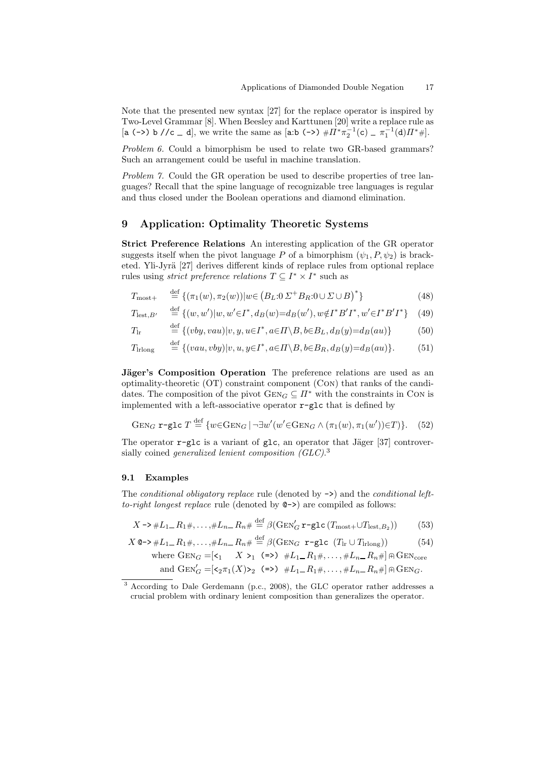Note that the presented new syntax [27] for the replace operator is inspired by Two-Level Grammar [8]. When Beesley and Karttunen [20] write a replace rule as `[a (->) b //c _ d]`, we write the same as `[a:b (->)` $\#\Pi^*\pi_2^{-1}(\mathtt{c})$ _ $\pi_1^{-1}(\mathtt{d})\Pi^*\#$].

*Problem 6.* Could a bimorphism be used to relate two GR-based grammars? Such an arrangement could be useful in machine translation.

*Problem 7.* Could the GR operation be used to describe properties of tree languages? Recall that the spine language of recognizable tree languages is regular and thus closed under the Boolean operations and diamond elimination.

## 9 Application: Optimality Theoretic Systems

**Strict Preference Relations** An interesting application of the GR operator suggests itself when the pivot language $P$ of a bimorphism $(\psi_1, P, \psi_2)$ is bracketed. Yli-Jyrä [27] derives different kinds of replace rules from optional replace rules using *strict preference relations* $T \subseteq I^* \times I^*$ such as

$$T_{\text{most+}} \stackrel{\text{def}}{=} \{(\pi_1(w), \pi_2(w)) | w \in \left(B_L{:}0\, \Sigma^+ B_R{:}0 \cup \Sigma \cup B\right)^*\} \tag{48}$$

$$T_{\text{lest},B'} \stackrel{\text{def}}{=} \{(w, w') | w, w' \in I^*, d_B(w) = d_B(w'), w \notin I^* B' I^*, w' \in I^* B' I^*\} \tag{49}$$

$$T_{\text{lr}} \stackrel{\text{def}}{=} \{(vby, vau) | v, y, u \in I^*, a \in \Pi \setminus B, b \in B_L, d_B(y) = d_B(au)\} \tag{50}$$

$$T_{\text{lrlong}} \stackrel{\text{def}}{=} \{(vau, vby) | v, u, y \in I^*, a \in \Pi \setminus B, b \in B_R, d_B(y) = d_B(au)\}. \tag{51}$$

**Jäger's Composition Operation** The preference relations are used as an optimality-theoretic (OT) constraint component (Con) that ranks of the candidates. The composition of the pivot $\text{Gen}_G \subseteq \Pi^*$ with the constraints in Con is implemented with a left-associative operator `r-glc` that is defined by

$$\text{Gen}_G \ \texttt{r-glc}\ T \stackrel{\text{def}}{=} \{w \in \text{Gen}_G \,|\, \neg\exists w' (w' \in \text{Gen}_G \wedge (\pi_1(w), \pi_1(w')) \in T)\}. \tag{52}$$

The operator `r-glc` is a variant of `glc`, an operator that Jäger [37] controversially coined *generalized lenient composition (GLC)*.[3]

### 9.1 Examples

The *conditional obligatory replace* rule (denoted by `->`) and the *conditional left-to-right longest replace* rule (denoted by `@->`) are compiled as follows:

$$X \texttt{ -> } \#L_1\_R_1\#, \ldots, \#L_n\_R_n\# \stackrel{\text{def}}{=} \beta(\text{Gen}'_G \ \texttt{r-glc}\ (T_{\text{most+}} \cup T_{\text{lest},B_2})) \tag{53}$$

$$X \texttt{ @-> } \#L_1\_R_1\#, \ldots, \#L_n\_R_n\# \stackrel{\text{def}}{=} \beta(\text{Gen}_G \ \texttt{r-glc}\ (T_{\text{lr}} \cup T_{\text{lrlong}})) \tag{54}$$

$$\text{where } \text{Gen}_G = [\texttt{<}_1 \quad X \ \texttt{>}_1 \ \texttt{(=>)}\ \#L_1\_R_1\#, \ldots, \#L_n\_R_n\#] \Cap \text{Gen}_{\text{core}}$$

$$\text{and } \text{Gen}'_G = [\texttt{<}_2 \pi_1(X) \texttt{>}_2 \ \texttt{(=>)}\ \#L_1\_R_1\#, \ldots, \#L_n\_R_n\#] \Cap \text{Gen}_G.$$

[3] According to Dale Gerdemann (p.c., 2008), the GLC operator rather addresses a crucial problem with ordinary lenient composition than generalizes the operator.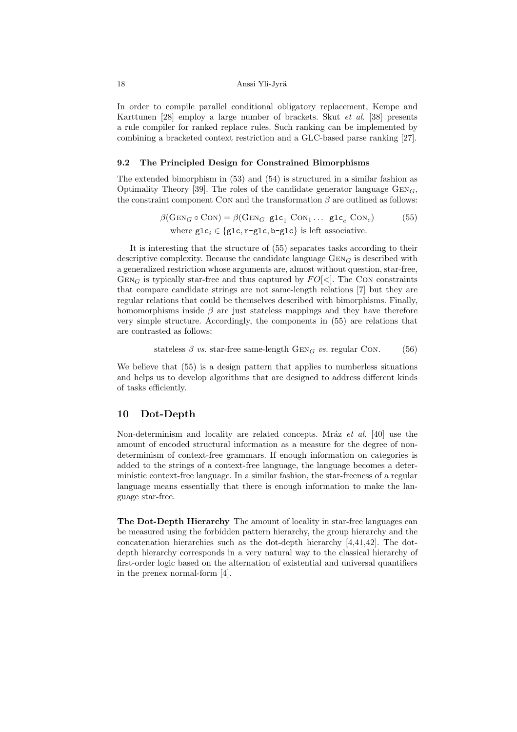In order to compile parallel conditional obligatory replacement, Kempe and Karttunen [28] employ a large number of brackets. Skut *et al.* [38] presents a rule compiler for ranked replace rules. Such ranking can be implemented by combining a bracketed context restriction and a GLC-based parse ranking [27].

### 9.2 The Principled Design for Constrained Bimorphisms

The extended bimorphism in (53) and (54) is structured in a similar fashion as Optimality Theory [39]. The roles of the candidate generator language $\text{Gen}_G$, the constraint component Con and the transformation $\beta$ are outlined as follows:

$$\beta(\text{Gen}_G \circ \text{Con}) = \beta(\text{Gen}_G \ \texttt{glc}_1 \ \text{Con}_1 \ldots \ \texttt{glc}_c \ \text{Con}_c) \tag{55}$$
$$\text{where } \texttt{glc}_i \in \{\texttt{glc}, \texttt{r-glc}, \texttt{b-glc}\} \text{ is left associative.}$$

It is interesting that the structure of (55) separates tasks according to their descriptive complexity. Because the candidate language $\text{Gen}_G$ is described with a generalized restriction whose arguments are, almost without question, star-free, $\text{Gen}_G$ is typically star-free and thus captured by $FO[<]$. The Con constraints that compare candidate strings are not same-length relations [7] but they are regular relations that could be themselves described with bimorphisms. Finally, homomorphisms inside $\beta$ are just stateless mappings and they have therefore very simple structure. Accordingly, the components in (55) are relations that are contrasted as follows:

$$\text{stateless } \beta \textit{ vs.} \text{ star-free same-length } \text{Gen}_G \textit{ vs.} \text{ regular Con.} \tag{56}$$

We believe that (55) is a design pattern that applies to numberless situations and helps us to develop algorithms that are designed to address different kinds of tasks efficiently.

## 10 Dot-Depth

Non-determinism and locality are related concepts. Mráz *et al.* [40] use the amount of encoded structural information as a measure for the degree of non-determinism of context-free grammars. If enough information on categories is added to the strings of a context-free language, the language becomes a deterministic context-free language. In a similar fashion, the star-freeness of a regular language means essentially that there is enough information to make the language star-free.

**The Dot-Depth Hierarchy** The amount of locality in star-free languages can be measured using the forbidden pattern hierarchy, the group hierarchy and the concatenation hierarchies such as the dot-depth hierarchy [4,41,42]. The dot-depth hierarchy corresponds in a very natural way to the classical hierarchy of first-order logic based on the alternation of existential and universal quantifiers in the prenex normal-form [4].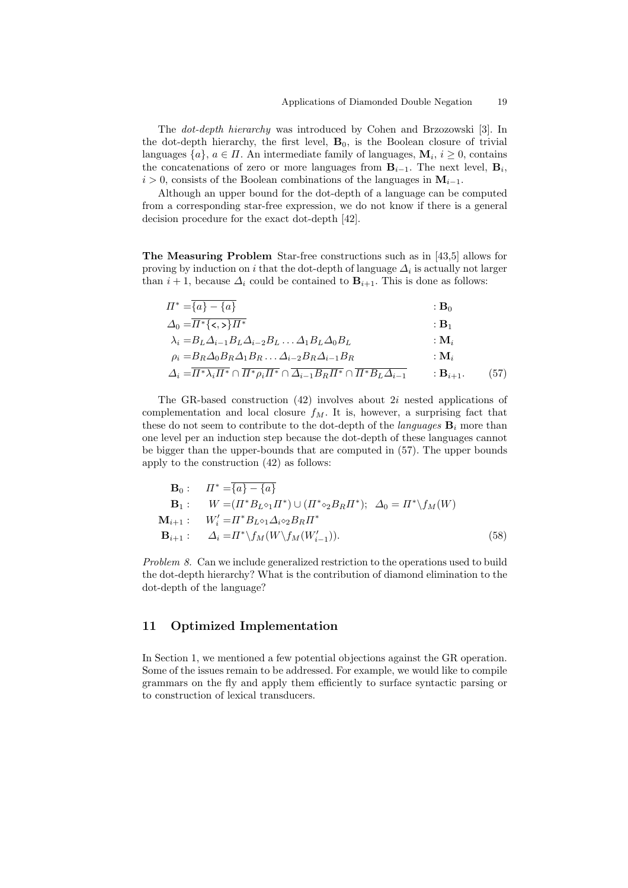The *dot-depth hierarchy* was introduced by Cohen and Brzozowski [3]. In the dot-depth hierarchy, the first level, $\mathbf{B}_0$, is the Boolean closure of trivial languages $\{a\}$, $a \in \Pi$. An intermediate family of languages, $\mathbf{M}_i$, $i \geq 0$, contains the concatenations of zero or more languages from $\mathbf{B}_{i-1}$. The next level, $\mathbf{B}_i$, $i > 0$, consists of the Boolean combinations of the languages in $\mathbf{M}_{i-1}$.

Although an upper bound for the dot-depth of a language can be computed from a corresponding star-free expression, we do not know if there is a general decision procedure for the exact dot-depth [42].

**The Measuring Problem** Star-free constructions such as in [43,5] allows for proving by induction on $i$ that the dot-depth of language $\Delta_i$ is actually not larger than $i+1$, because $\Delta_i$ could be contained to $\mathbf{B}_{i+1}$. This is done as follows:

$$
\begin{aligned}
\Pi^* &= \overline{\{a\} - \{a\}} && : \mathbf{B}_0 \\
\Delta_0 &= \overline{\Pi^* \{<, >\} \Pi^*} && : \mathbf{B}_1 \\
\lambda_i &= B_L \Delta_{i-1} B_L \Delta_{i-2} B_L \ldots \Delta_1 B_L \Delta_0 B_L && : \mathbf{M}_i \\
\rho_i &= B_R \Delta_0 B_R \Delta_1 B_R \ldots \Delta_{i-2} B_R \Delta_{i-1} B_R && : \mathbf{M}_i \\
\Delta_i &= \overline{\Pi^* \lambda_i \Pi^*} \cap \overline{\Pi^* \rho_i \Pi^*} \cap \overline{\Delta_{i-1} B_R \Pi^*} \cap \overline{\Pi^* B_L \Delta_{i-1}} && : \mathbf{B}_{i+1}.
\end{aligned}
\tag{57}
$$

The GR-based construction (42) involves about $2i$ nested applications of complementation and local closure $f_M$. It is, however, a surprising fact that these do not seem to contribute to the dot-depth of the *languages* $\mathbf{B}_i$ more than one level per an induction step because the dot-depth of these languages cannot be bigger than the upper-bounds that are computed in (57). The upper bounds apply to the construction (42) as follows:

$$
\begin{aligned}
\mathbf{B}_0 : \quad & \Pi^* = \overline{\{a\} - \{a\}} \\
\mathbf{B}_1 : \quad & W = (\Pi^* B_L \diamond_1 \Pi^*) \cup (\Pi^* \diamond_2 B_R \Pi^*); \;\; \Delta_0 = \Pi^* \backslash f_M(W) \\
\mathbf{M}_{i+1} : \quad & W'_i = \Pi^* B_L \diamond_1 \Delta_i \diamond_2 B_R \Pi^* \\
\mathbf{B}_{i+1} : \quad & \Delta_i = \Pi^* \backslash f_M(W \backslash f_M(W'_{i-1})).
\end{aligned}
\tag{58}
$$

*Problem 8.* Can we include generalized restriction to the operations used to build the dot-depth hierarchy? What is the contribution of diamond elimination to the dot-depth of the language?

## 11 Optimized Implementation

In Section 1, we mentioned a few potential objections against the GR operation. Some of the issues remain to be addressed. For example, we would like to compile grammars on the fly and apply them efficiently to surface syntactic parsing or to construction of lexical transducers.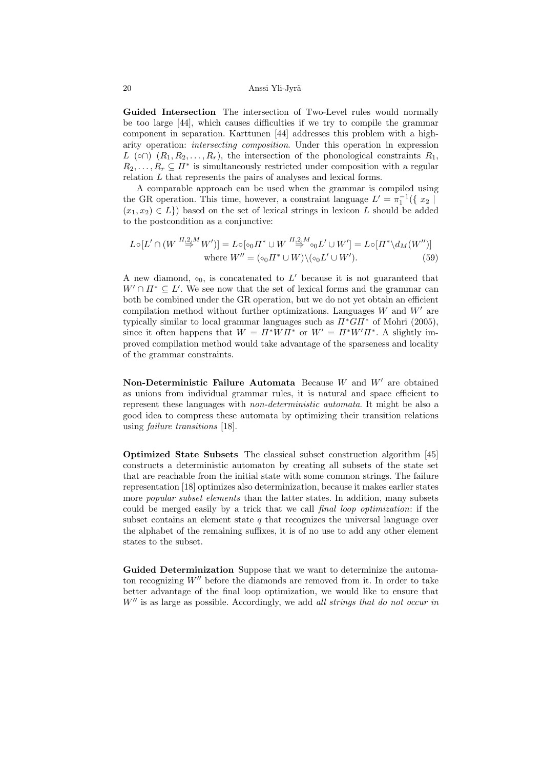**Guided Intersection** The intersection of Two-Level rules would normally be too large [44], which causes difficulties if we try to compile the grammar component in separation. Karttunen [44] addresses this problem with a high-arity operation: *intersecting composition*. Under this operation in expression $L$ $(\circ\cap)$ $(R_1, R_2, \ldots, R_r)$, the intersection of the phonological constraints $R_1$, $R_2, \ldots, R_r \subseteq \Pi^*$ is simultaneously restricted under composition with a regular relation $L$ that represents the pairs of analyses and lexical forms.

A comparable approach can be used when the grammar is compiled using the GR operation. This time, however, a constraint language $L' = \pi_1^{-1}(\{ x_2 \mid (x_1, x_2) \in L\})$ based on the set of lexical strings in lexicon $L$ should be added to the postcondition as a conjunctive:

$$L \circ [L' \cap (W \overset{\Pi,2,M}{\Rightarrow} W')] = L \circ [\diamond_0 \Pi^* \cup W \overset{\Pi,2,M}{\Rightarrow} \diamond_0 L' \cup W'] = L \circ [\Pi^* \backslash d_M(W'')]$$
$$\text{where } W'' = (\diamond_0 \Pi^* \cup W) \backslash (\diamond_0 L' \cup W'). \tag{59}$$

A new diamond, $\diamond_0$, is concatenated to $L'$ because it is not guaranteed that $W' \cap \Pi^* \subseteq L'$. We see now that the set of lexical forms and the grammar can both be combined under the GR operation, but we do not yet obtain an efficient compilation method without further optimizations. Languages $W$ and $W'$ are typically similar to local grammar languages such as $\Pi^* G \Pi^*$ of Mohri (2005), since it often happens that $W = \Pi^* W \Pi^*$ or $W' = \Pi^* W' \Pi^*$. A slightly improved compilation method would take advantage of the sparseness and locality of the grammar constraints.

**Non-Deterministic Failure Automata** Because $W$ and $W'$ are obtained as unions from individual grammar rules, it is natural and space efficient to represent these languages with *non-deterministic automata*. It might be also a good idea to compress these automata by optimizing their transition relations using *failure transitions* [18].

**Optimized State Subsets** The classical subset construction algorithm [45] constructs a deterministic automaton by creating all subsets of the state set that are reachable from the initial state with some common strings. The failure representation [18] optimizes also determinization, because it makes earlier states more *popular subset elements* than the latter states. In addition, many subsets could be merged easily by a trick that we call *final loop optimization*: if the subset contains an element state $q$ that recognizes the universal language over the alphabet of the remaining suffixes, it is of no use to add any other element states to the subset.

**Guided Determinization** Suppose that we want to determinize the automaton recognizing $W''$ before the diamonds are removed from it. In order to take better advantage of the final loop optimization, we would like to ensure that $W''$ is as large as possible. Accordingly, we add *all strings that do not occur in*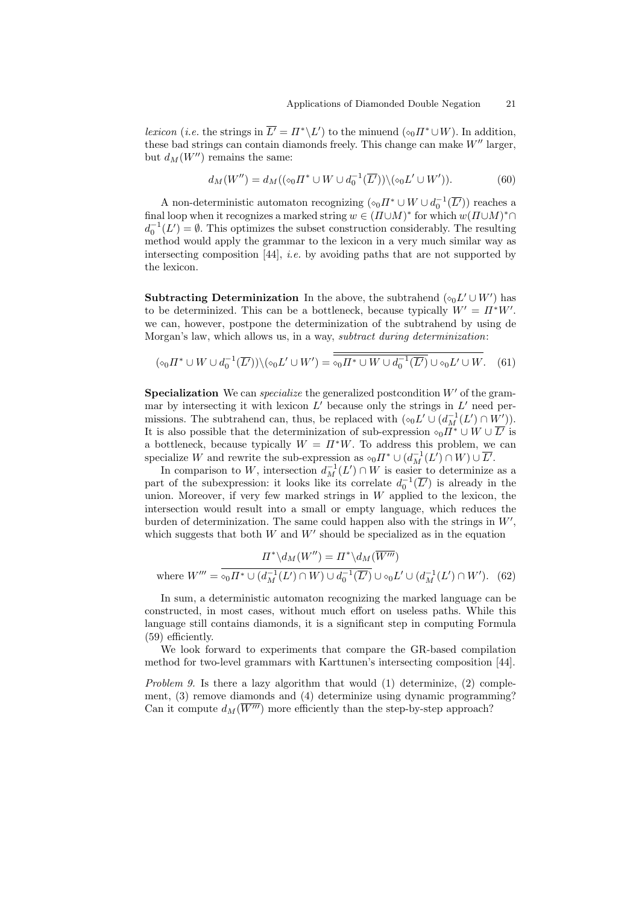*lexicon* (*i.e.* the strings in $\overline{L'} = \Pi^* \backslash L'$) to the minuend ($\diamond_0 \Pi^* \cup W$). In addition, these bad strings can contain diamonds freely. This change can make $W''$ larger, but $d_M(W'')$ remains the same:

$$d_M(W'') = d_M((\diamond_0 \Pi^* \cup W \cup d_0^{-1}(\overline{L'})) \backslash (\diamond_0 L' \cup W')). \tag{60}$$

A non-deterministic automaton recognizing $(\diamond_0 \Pi^* \cup W \cup d_0^{-1}(\overline{L'}))$ reaches a final loop when it recognizes a marked string $w \in (\Pi \cup M)^*$ for which $w(\Pi \cup M)^* \cap d_0^{-1}(L') = \emptyset$. This optimizes the subset construction considerably. The resulting method would apply the grammar to the lexicon in a very much similar way as intersecting composition [44], *i.e.* by avoiding paths that are not supported by the lexicon.

**Subtracting Determinization** In the above, the subtrahend $(\diamond_0 L' \cup W')$ has to be determinized. This can be a bottleneck, because typically $W' = \Pi^* W'$. we can, however, postpone the determinization of the subtrahend by using de Morgan's law, which allows us, in a way, *subtract during determinization*:

$$(\diamond_0 \Pi^* \cup W \cup d_0^{-1}(\overline{L'})) \backslash (\diamond_0 L' \cup W') = \overline{\overline{\diamond_0 \Pi^* \cup W \cup d_0^{-1}(\overline{L'})} \cup \diamond_0 L' \cup W}. \tag{61}$$

**Specialization** We can *specialize* the generalized postcondition $W'$ of the grammar by intersecting it with lexicon $L'$ because only the strings in $L'$ need permissions. The subtrahend can, thus, be replaced with $(\diamond_0 L' \cup (d_M^{-1}(L') \cap W'))$. It is also possible that the determinization of sub-expression $\diamond_0 \Pi^* \cup W \cup \overline{L'}$ is a bottleneck, because typically $W = \Pi^* W$. To address this problem, we can specialize $W$ and rewrite the sub-expression as $\diamond_0 \Pi^* \cup (d_M^{-1}(L') \cap W) \cup \overline{L'}$.

In comparison to $W$, intersection $d_M^{-1}(L') \cap W$ is easier to determinize as a part of the subexpression: it looks like its correlate $d_0^{-1}(\overline{L'})$ is already in the union. Moreover, if very few marked strings in $W$ applied to the lexicon, the intersection would result into a small or empty language, which reduces the burden of determinization. The same could happen also with the strings in $W'$, which suggests that both $W$ and $W'$ should be specialized as in the equation

$$\Pi^* \backslash d_M(W'') = \Pi^* \backslash d_M(\overline{W'''})$$

$$\text{where } W''' = \overline{\diamond_0 \Pi^* \cup (d_M^{-1}(L') \cap W) \cup d_0^{-1}(\overline{L'})} \cup \diamond_0 L' \cup (d_M^{-1}(L') \cap W'). \tag{62}$$

In sum, a deterministic automaton recognizing the marked language can be constructed, in most cases, without much effort on useless paths. While this language still contains diamonds, it is a significant step in computing Formula (59) efficiently.

We look forward to experiments that compare the GR-based compilation method for two-level grammars with Karttunen's intersecting composition [44].

*Problem 9.* Is there a lazy algorithm that would (1) determinize, (2) complement, (3) remove diamonds and (4) determinize using dynamic programming? Can it compute $d_M(\overline{W'''})$ more efficiently than the step-by-step approach?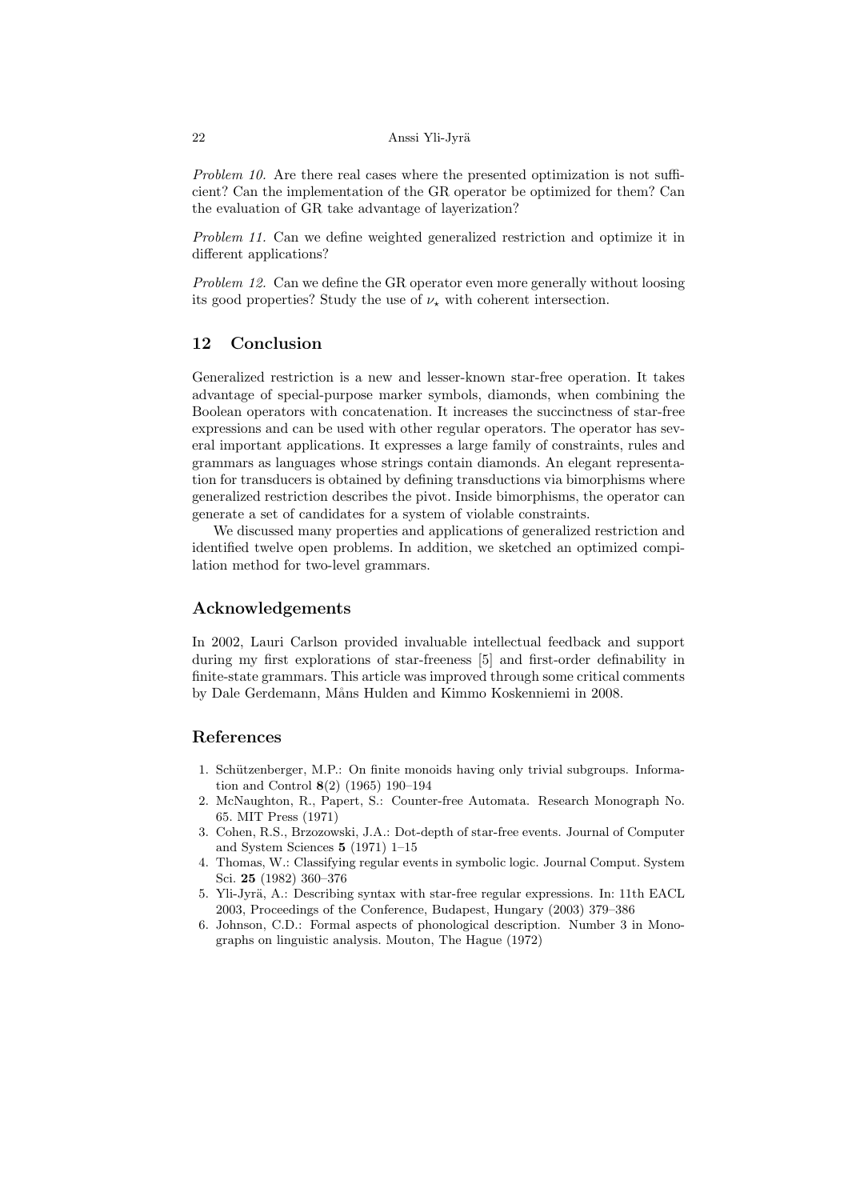*Problem 10.* Are there real cases where the presented optimization is not sufficient? Can the implementation of the GR operator be optimized for them? Can the evaluation of GR take advantage of layerization?

*Problem 11.* Can we define weighted generalized restriction and optimize it in different applications?

*Problem 12.* Can we define the GR operator even more generally without loosing its good properties? Study the use of $\nu_\star$ with coherent intersection.

## 12 Conclusion

Generalized restriction is a new and lesser-known star-free operation. It takes advantage of special-purpose marker symbols, diamonds, when combining the Boolean operators with concatenation. It increases the succinctness of star-free expressions and can be used with other regular operators. The operator has several important applications. It expresses a large family of constraints, rules and grammars as languages whose strings contain diamonds. An elegant representation for transducers is obtained by defining transductions via bimorphisms where generalized restriction describes the pivot. Inside bimorphisms, the operator can generate a set of candidates for a system of violable constraints.

We discussed many properties and applications of generalized restriction and identified twelve open problems. In addition, we sketched an optimized compilation method for two-level grammars.

## Acknowledgements

In 2002, Lauri Carlson provided invaluable intellectual feedback and support during my first explorations of star-freeness [5] and first-order definability in finite-state grammars. This article was improved through some critical comments by Dale Gerdemann, Måns Hulden and Kimmo Koskenniemi in 2008.

## References

1. Schützenberger, M.P.: On finite monoids having only trivial subgroups. Information and Control **8**(2) (1965) 190–194
2. McNaughton, R., Papert, S.: Counter-free Automata. Research Monograph No. 65. MIT Press (1971)
3. Cohen, R.S., Brzozowski, J.A.: Dot-depth of star-free events. Journal of Computer and System Sciences **5** (1971) 1–15
4. Thomas, W.: Classifying regular events in symbolic logic. Journal Comput. System Sci. **25** (1982) 360–376
5. Yli-Jyrä, A.: Describing syntax with star-free regular expressions. In: 11th EACL 2003, Proceedings of the Conference, Budapest, Hungary (2003) 379–386
6. Johnson, C.D.: Formal aspects of phonological description. Number 3 in Monographs on linguistic analysis. Mouton, The Hague (1972)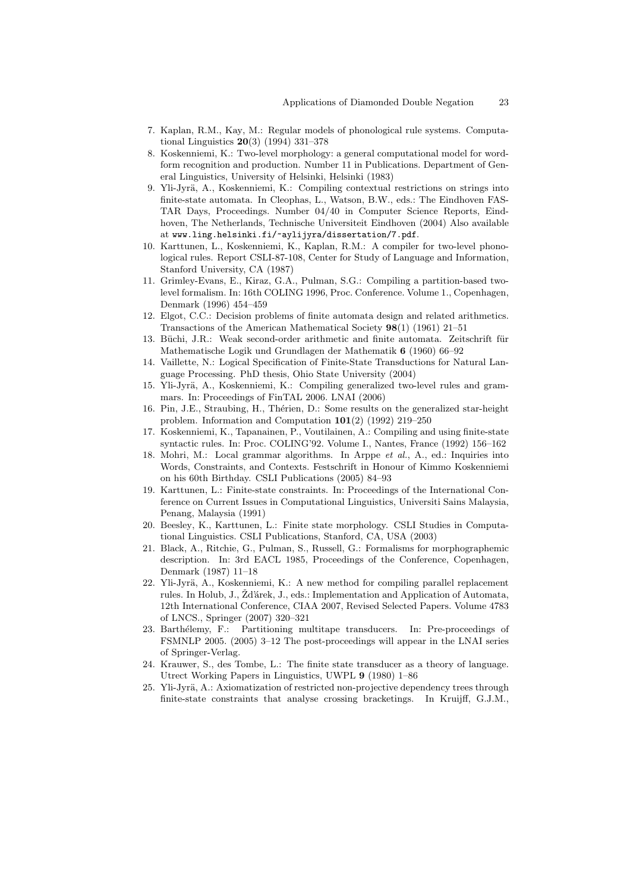7. Kaplan, R.M., Kay, M.: Regular models of phonological rule systems. Computational Linguistics **20**(3) (1994) 331–378
8. Koskenniemi, K.: Two-level morphology: a general computational model for word-form recognition and production. Number 11 in Publications. Department of General Linguistics, University of Helsinki, Helsinki (1983)
9. Yli-Jyrä, A., Koskenniemi, K.: Compiling contextual restrictions on strings into finite-state automata. In Cleophas, L., Watson, B.W., eds.: The Eindhoven FASTAR Days, Proceedings. Number 04/40 in Computer Science Reports, Eindhoven, The Netherlands, Technische Universiteit Eindhoven (2004) Also available at `www.ling.helsinki.fi/~aylijyra/dissertation/7.pdf`.
10. Karttunen, L., Koskenniemi, K., Kaplan, R.M.: A compiler for two-level phonological rules. Report CSLI-87-108, Center for Study of Language and Information, Stanford University, CA (1987)
11. Grimley-Evans, E., Kiraz, G.A., Pulman, S.G.: Compiling a partition-based two-level formalism. In: 16th COLING 1996, Proc. Conference. Volume 1., Copenhagen, Denmark (1996) 454–459
12. Elgot, C.C.: Decision problems of finite automata design and related arithmetics. Transactions of the American Mathematical Society **98**(1) (1961) 21–51
13. Büchi, J.R.: Weak second-order arithmetic and finite automata. Zeitschrift für Mathematische Logik und Grundlagen der Mathematik **6** (1960) 66–92
14. Vaillette, N.: Logical Specification of Finite-State Transductions for Natural Language Processing. PhD thesis, Ohio State University (2004)
15. Yli-Jyrä, A., Koskenniemi, K.: Compiling generalized two-level rules and grammars. In: Proceedings of FinTAL 2006. LNAI (2006)
16. Pin, J.E., Straubing, H., Thérien, D.: Some results on the generalized star-height problem. Information and Computation **101**(2) (1992) 219–250
17. Koskenniemi, K., Tapanainen, P., Voutilainen, A.: Compiling and using finite-state syntactic rules. In: Proc. COLING'92. Volume I., Nantes, France (1992) 156–162
18. Mohri, M.: Local grammar algorithms. In Arppe *et al.*, A., ed.: Inquiries into Words, Constraints, and Contexts. Festschrift in Honour of Kimmo Koskenniemi on his 60th Birthday. CSLI Publications (2005) 84–93
19. Karttunen, L.: Finite-state constraints. In: Proceedings of the International Conference on Current Issues in Computational Linguistics, Universiti Sains Malaysia, Penang, Malaysia (1991)
20. Beesley, K., Karttunen, L.: Finite state morphology. CSLI Studies in Computational Linguistics. CSLI Publications, Stanford, CA, USA (2003)
21. Black, A., Ritchie, G., Pulman, S., Russell, G.: Formalisms for morphographemic description. In: 3rd EACL 1985, Proceedings of the Conference, Copenhagen, Denmark (1987) 11–18
22. Yli-Jyrä, A., Koskenniemi, K.: A new method for compiling parallel replacement rules. In Holub, J., Žďárek, J., eds.: Implementation and Application of Automata, 12th International Conference, CIAA 2007, Revised Selected Papers. Volume 4783 of LNCS., Springer (2007) 320–321
23. Barthélemy, F.: Partitioning multitape transducers. In: Pre-proceedings of FSMNLP 2005. (2005) 3–12 The post-proceedings will appear in the LNAI series of Springer-Verlag.
24. Krauwer, S., des Tombe, L.: The finite state transducer as a theory of language. Utrect Working Papers in Linguistics, UWPL **9** (1980) 1–86
25. Yli-Jyrä, A.: Axiomatization of restricted non-projective dependency trees through finite-state constraints that analyse crossing bracketings. In Kruijff, G.J.M.,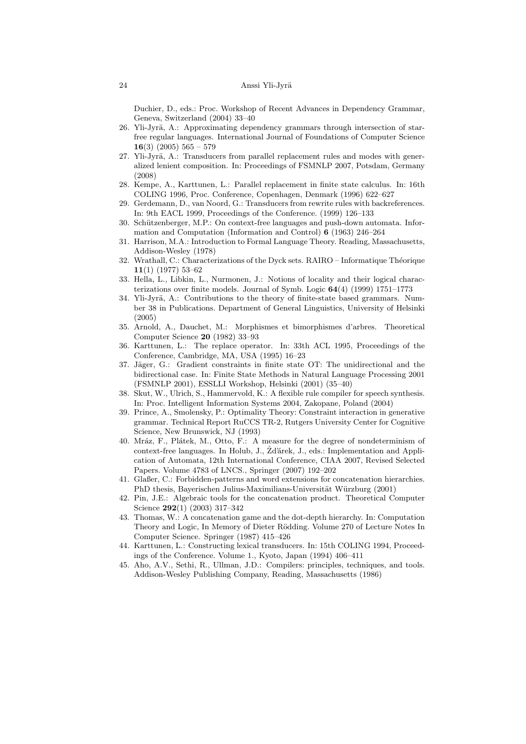Duchier, D., eds.: Proc. Workshop of Recent Advances in Dependency Grammar, Geneva, Switzerland (2004) 33–40

26. Yli-Jyrä, A.: Approximating dependency grammars through intersection of star-free regular languages. International Journal of Foundations of Computer Science **16**(3) (2005) 565 – 579
27. Yli-Jyrä, A.: Transducers from parallel replacement rules and modes with generalized lenient composition. In: Proceedings of FSMNLP 2007, Potsdam, Germany (2008)
28. Kempe, A., Karttunen, L.: Parallel replacement in finite state calculus. In: 16th COLING 1996, Proc. Conference, Copenhagen, Denmark (1996) 622–627
29. Gerdemann, D., van Noord, G.: Transducers from rewrite rules with backreferences. In: 9th EACL 1999, Proceedings of the Conference. (1999) 126–133
30. Schützenberger, M.P.: On context-free languages and push-down automata. Information and Computation (Information and Control) **6** (1963) 246–264
31. Harrison, M.A.: Introduction to Formal Language Theory. Reading, Massachusetts, Addison-Wesley (1978)
32. Wrathall, C.: Characterizations of the Dyck sets. RAIRO – Informatique Théorique **11**(1) (1977) 53–62
33. Hella, L., Libkin, L., Nurmonen, J.: Notions of locality and their logical characterizations over finite models. Journal of Symb. Logic **64**(4) (1999) 1751–1773
34. Yli-Jyrä, A.: Contributions to the theory of finite-state based grammars. Number 38 in Publications. Department of General Linguistics, University of Helsinki (2005)
35. Arnold, A., Dauchet, M.: Morphismes et bimorphismes d'arbres. Theoretical Computer Science **20** (1982) 33–93
36. Karttunen, L.: The replace operator. In: 33th ACL 1995, Proceedings of the Conference, Cambridge, MA, USA (1995) 16–23
37. Jäger, G.: Gradient constraints in finite state OT: The unidirectional and the bidirectional case. In: Finite State Methods in Natural Language Processing 2001 (FSMNLP 2001), ESSLLI Workshop, Helsinki (2001) (35–40)
38. Skut, W., Ulrich, S., Hammervold, K.: A flexible rule compiler for speech synthesis. In: Proc. Intelligent Information Systems 2004, Zakopane, Poland (2004)
39. Prince, A., Smolensky, P.: Optimality Theory: Constraint interaction in generative grammar. Technical Report RuCCS TR-2, Rutgers University Center for Cognitive Science, New Brunswick, NJ (1993)
40. Mráz, F., Plátek, M., Otto, F.: A measure for the degree of nondeterminism of context-free languages. In Holub, J., Žd'árek, J., eds.: Implementation and Application of Automata, 12th International Conference, CIAA 2007, Revised Selected Papers. Volume 4783 of LNCS., Springer (2007) 192–202
41. Glaßer, C.: Forbidden-patterns and word extensions for concatenation hierarchies. PhD thesis, Bayerischen Julius-Maximilians-Universität Würzburg (2001)
42. Pin, J.E.: Algebraic tools for the concatenation product. Theoretical Computer Science **292**(1) (2003) 317–342
43. Thomas, W.: A concatenation game and the dot-depth hierarchy. In: Computation Theory and Logic, In Memory of Dieter Rödding. Volume 270 of Lecture Notes In Computer Science. Springer (1987) 415–426
44. Karttunen, L.: Constructing lexical transducers. In: 15th COLING 1994, Proceedings of the Conference. Volume 1., Kyoto, Japan (1994) 406–411
45. Aho, A.V., Sethi, R., Ullman, J.D.: Compilers: principles, techniques, and tools. Addison-Wesley Publishing Company, Reading, Massachusetts (1986)